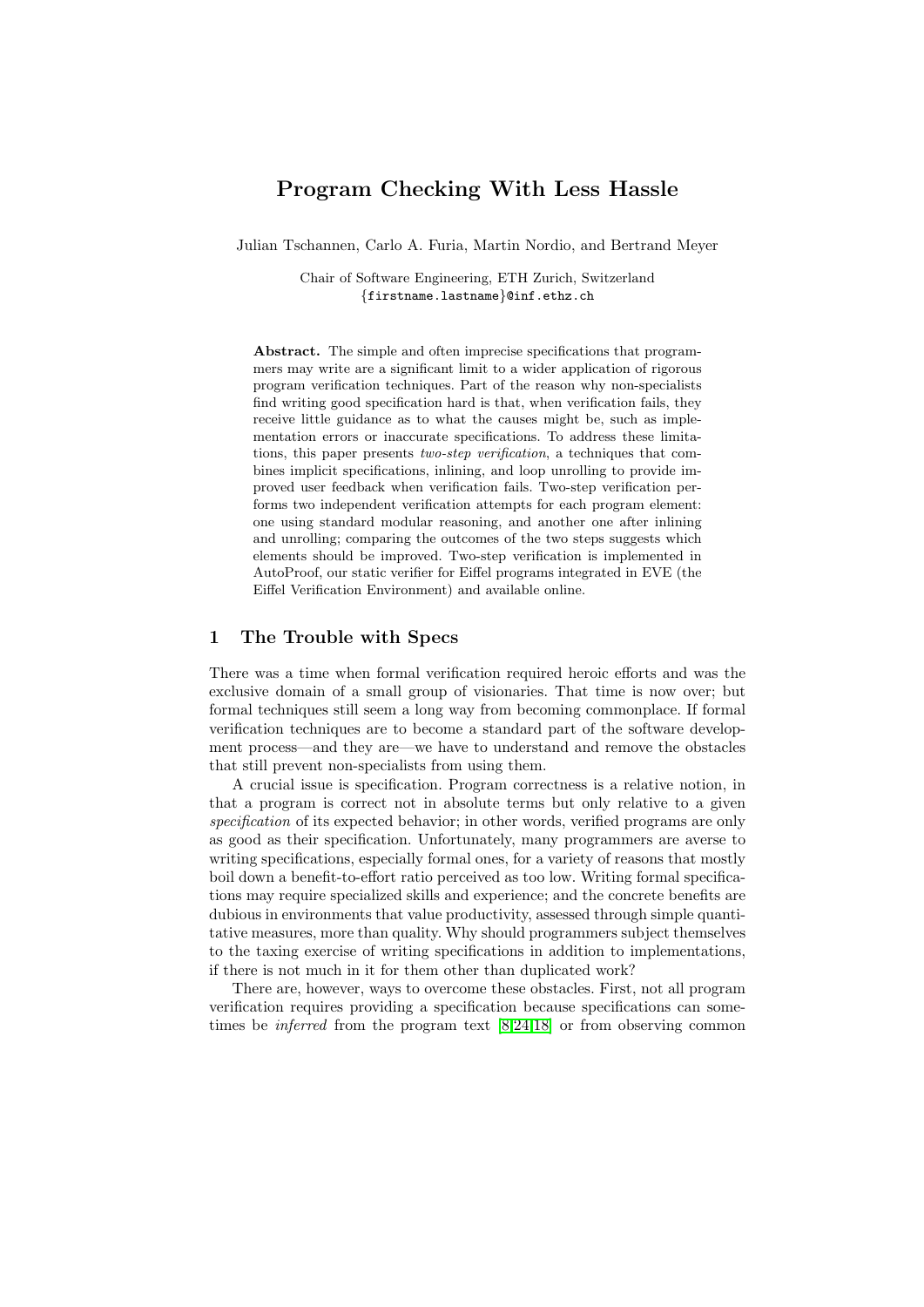# Program Checking With Less Hassle

Julian Tschannen, Carlo A. Furia, Martin Nordio, and Bertrand Meyer

Chair of Software Engineering, ETH Zurich, Switzerland
{firstname.lastname}@inf.ethz.ch

**Abstract.** The simple and often imprecise specifications that programmers may write are a significant limit to a wider application of rigorous program verification techniques. Part of the reason why non-specialists find writing good specification hard is that, when verification fails, they receive little guidance as to what the causes might be, such as implementation errors or inaccurate specifications. To address these limitations, this paper presents *two-step verification*, a techniques that combines implicit specifications, inlining, and loop unrolling to provide improved user feedback when verification fails. Two-step verification performs two independent verification attempts for each program element: one using standard modular reasoning, and another one after inlining and unrolling; comparing the outcomes of the two steps suggests which elements should be improved. Two-step verification is implemented in AutoProof, our static verifier for Eiffel programs integrated in EVE (the Eiffel Verification Environment) and available online.

## 1 The Trouble with Specs

There was a time when formal verification required heroic efforts and was the exclusive domain of a small group of visionaries. That time is now over; but formal techniques still seem a long way from becoming commonplace. If formal verification techniques are to become a standard part of the software development process—and they are—we have to understand and remove the obstacles that still prevent non-specialists from using them.

A crucial issue is specification. Program correctness is a relative notion, in that a program is correct not in absolute terms but only relative to a given *specification* of its expected behavior; in other words, verified programs are only as good as their specification. Unfortunately, many programmers are averse to writing specifications, especially formal ones, for a variety of reasons that mostly boil down a benefit-to-effort ratio perceived as too low. Writing formal specifications may require specialized skills and experience; and the concrete benefits are dubious in environments that value productivity, assessed through simple quantitative measures, more than quality. Why should programmers subject themselves to the taxing exercise of writing specifications in addition to implementations, if there is not much in it for them other than duplicated work?

There are, however, ways to overcome these obstacles. First, not all program verification requires providing a specification because specifications can sometimes be *inferred* from the program text [8,24,18] or from observing common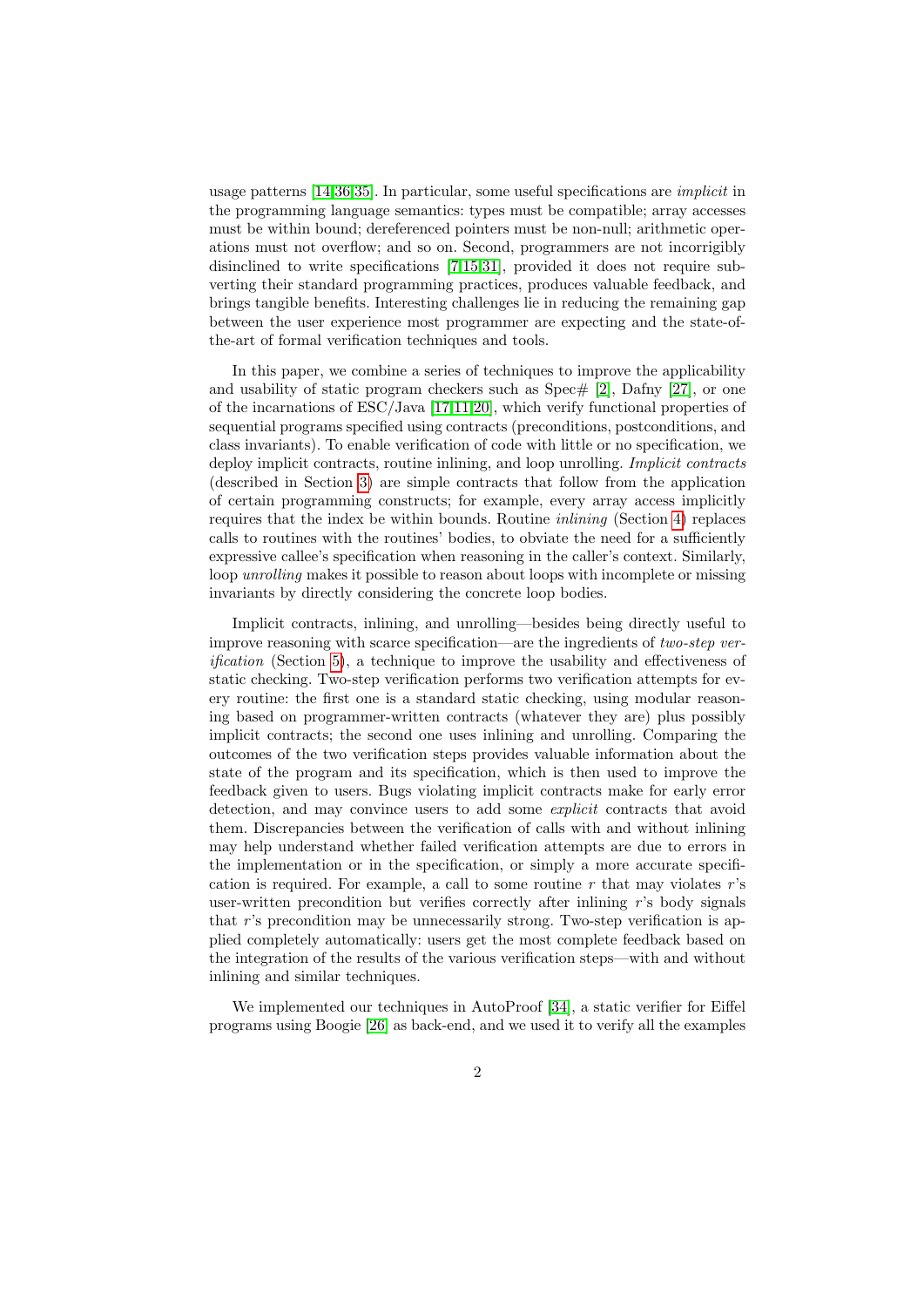usage patterns [14,36,35]. In particular, some useful specifications are *implicit* in the programming language semantics: types must be compatible; array accesses must be within bound; dereferenced pointers must be non-null; arithmetic operations must not overflow; and so on. Second, programmers are not incorrigibly disinclined to write specifications [7,15,31], provided it does not require subverting their standard programming practices, produces valuable feedback, and brings tangible benefits. Interesting challenges lie in reducing the remaining gap between the user experience most programmer are expecting and the state-of-the-art of formal verification techniques and tools.

In this paper, we combine a series of techniques to improve the applicability and usability of static program checkers such as Spec# [2], Dafny [27], or one of the incarnations of ESC/Java [17,11,20], which verify functional properties of sequential programs specified using contracts (preconditions, postconditions, and class invariants). To enable verification of code with little or no specification, we deploy implicit contracts, routine inlining, and loop unrolling. *Implicit contracts* (described in Section 3) are simple contracts that follow from the application of certain programming constructs; for example, every array access implicitly requires that the index be within bounds. Routine *inlining* (Section 4) replaces calls to routines with the routines' bodies, to obviate the need for a sufficiently expressive callee's specification when reasoning in the caller's context. Similarly, loop *unrolling* makes it possible to reason about loops with incomplete or missing invariants by directly considering the concrete loop bodies.

Implicit contracts, inlining, and unrolling—besides being directly useful to improve reasoning with scarce specification—are the ingredients of *two-step verification* (Section 5), a technique to improve the usability and effectiveness of static checking. Two-step verification performs two verification attempts for every routine: the first one is a standard static checking, using modular reasoning based on programmer-written contracts (whatever they are) plus possibly implicit contracts; the second one uses inlining and unrolling. Comparing the outcomes of the two verification steps provides valuable information about the state of the program and its specification, which is then used to improve the feedback given to users. Bugs violating implicit contracts make for early error detection, and may convince users to add some *explicit* contracts that avoid them. Discrepancies between the verification of calls with and without inlining may help understand whether failed verification attempts are due to errors in the implementation or in the specification, or simply a more accurate specification is required. For example, a call to some routine $r$ that may violates $r$'s user-written precondition but verifies correctly after inlining $r$'s body signals that $r$'s precondition may be unnecessarily strong. Two-step verification is applied completely automatically: users get the most complete feedback based on the integration of the results of the various verification steps—with and without inlining and similar techniques.

We implemented our techniques in AutoProof [34], a static verifier for Eiffel programs using Boogie [26] as back-end, and we used it to verify all the examples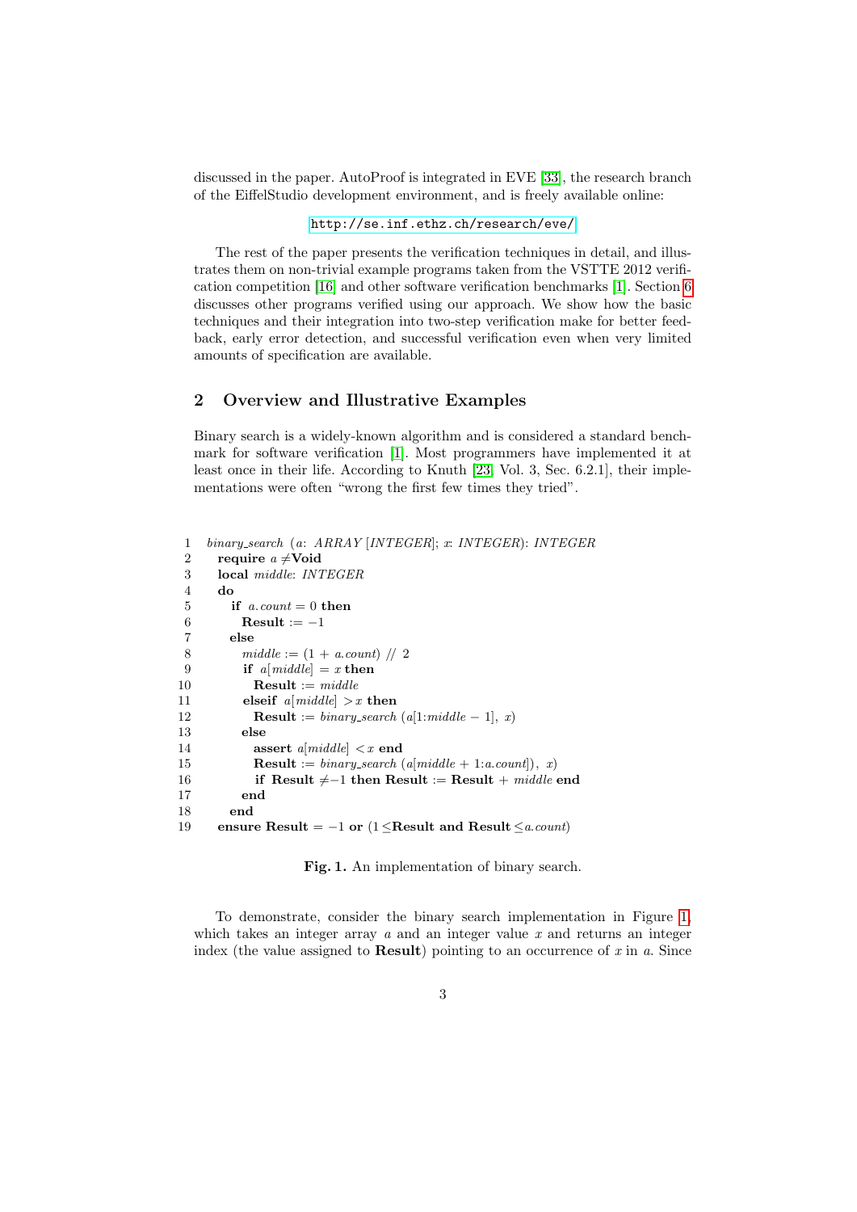discussed in the paper. AutoProof is integrated in EVE [33], the research branch of the EiffelStudio development environment, and is freely available online:

http://se.inf.ethz.ch/research/eve/

The rest of the paper presents the verification techniques in detail, and illustrates them on non-trivial example programs taken from the VSTTE 2012 verification competition [16] and other software verification benchmarks [1]. Section 6 discusses other programs verified using our approach. We show how the basic techniques and their integration into two-step verification make for better feedback, early error detection, and successful verification even when very limited amounts of specification are available.

## 2 Overview and Illustrative Examples

Binary search is a widely-known algorithm and is considered a standard benchmark for software verification [1]. Most programmers have implemented it at least once in their life. According to Knuth [23, Vol. 3, Sec. 6.2.1], their implementations were often "wrong the first few times they tried".

```
1   binary_search (a: ARRAY [INTEGER]; x: INTEGER): INTEGER
2     require a ≠ Void
3     local middle: INTEGER
4     do
5       if a.count = 0 then
6         Result := −1
7       else
8         middle := (1 + a.count) // 2
9         if a[middle] = x then
10          Result := middle
11        elseif a[middle] > x then
12          Result := binary_search (a[1:middle − 1], x)
13        else
14          assert a[middle] < x end
15          Result := binary_search (a[middle + 1:a.count]), x)
16          if Result ≠ −1 then Result := Result + middle end
17        end
18      end
19    ensure Result = −1 or (1 ≤ Result and Result ≤ a.count)
```

**Fig. 1.** An implementation of binary search.

To demonstrate, consider the binary search implementation in Figure 1, which takes an integer array $a$ and an integer value $x$ and returns an integer index (the value assigned to **Result**) pointing to an occurrence of $x$ in $a$. Since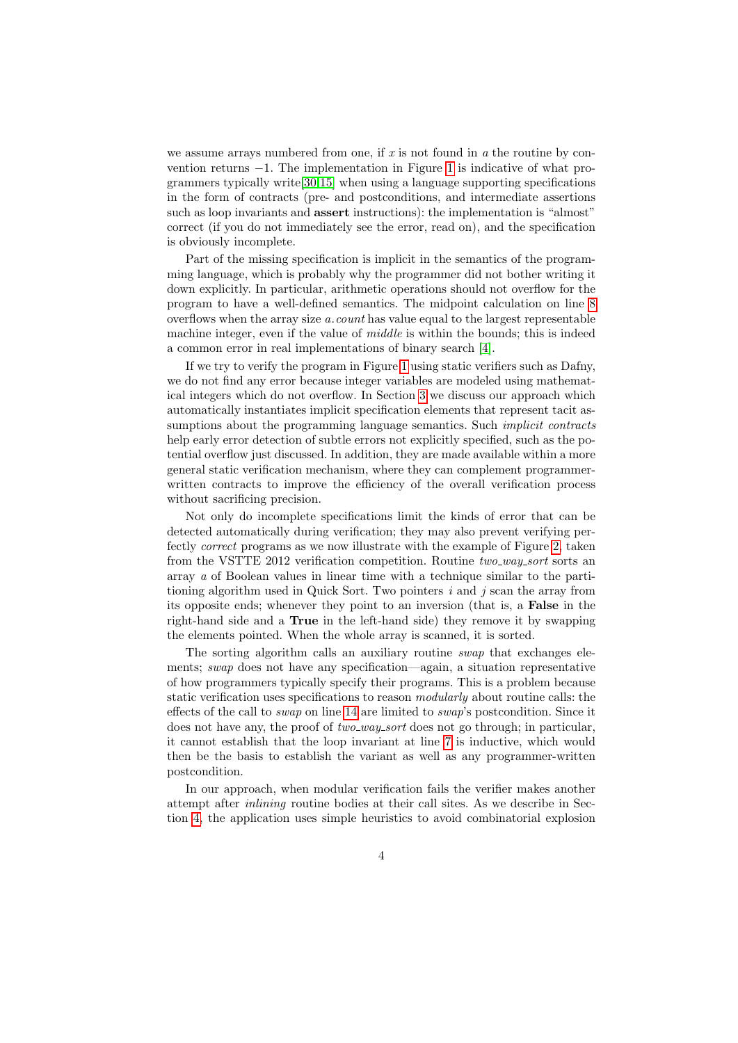we assume arrays numbered from one, if $x$ is not found in $a$ the routine by convention returns $-1$. The implementation in Figure 1 is indicative of what programmers typically write[30,15] when using a language supporting specifications in the form of contracts (pre- and postconditions, and intermediate assertions such as loop invariants and **assert** instructions): the implementation is "almost" correct (if you do not immediately see the error, read on), and the specification is obviously incomplete.

Part of the missing specification is implicit in the semantics of the programming language, which is probably why the programmer did not bother writing it down explicitly. In particular, arithmetic operations should not overflow for the program to have a well-defined semantics. The midpoint calculation on line 8 overflows when the array size *a.count* has value equal to the largest representable machine integer, even if the value of *middle* is within the bounds; this is indeed a common error in real implementations of binary search [4].

If we try to verify the program in Figure 1 using static verifiers such as Dafny, we do not find any error because integer variables are modeled using mathematical integers which do not overflow. In Section 3 we discuss our approach which automatically instantiates implicit specification elements that represent tacit assumptions about the programming language semantics. Such *implicit contracts* help early error detection of subtle errors not explicitly specified, such as the potential overflow just discussed. In addition, they are made available within a more general static verification mechanism, where they can complement programmer-written contracts to improve the efficiency of the overall verification process without sacrificing precision.

Not only do incomplete specifications limit the kinds of error that can be detected automatically during verification; they may also prevent verifying perfectly *correct* programs as we now illustrate with the example of Figure 2, taken from the VSTTE 2012 verification competition. Routine *two_way_sort* sorts an array $a$ of Boolean values in linear time with a technique similar to the partitioning algorithm used in Quick Sort. Two pointers $i$ and $j$ scan the array from its opposite ends; whenever they point to an inversion (that is, a **False** in the right-hand side and a **True** in the left-hand side) they remove it by swapping the elements pointed. When the whole array is scanned, it is sorted.

The sorting algorithm calls an auxiliary routine *swap* that exchanges elements; *swap* does not have any specification—again, a situation representative of how programmers typically specify their programs. This is a problem because static verification uses specifications to reason *modularly* about routine calls: the effects of the call to *swap* on line 14 are limited to *swap*'s postcondition. Since it does not have any, the proof of *two_way_sort* does not go through; in particular, it cannot establish that the loop invariant at line 7 is inductive, which would then be the basis to establish the variant as well as any programmer-written postcondition.

In our approach, when modular verification fails the verifier makes another attempt after *inlining* routine bodies at their call sites. As we describe in Section 4, the application uses simple heuristics to avoid combinatorial explosion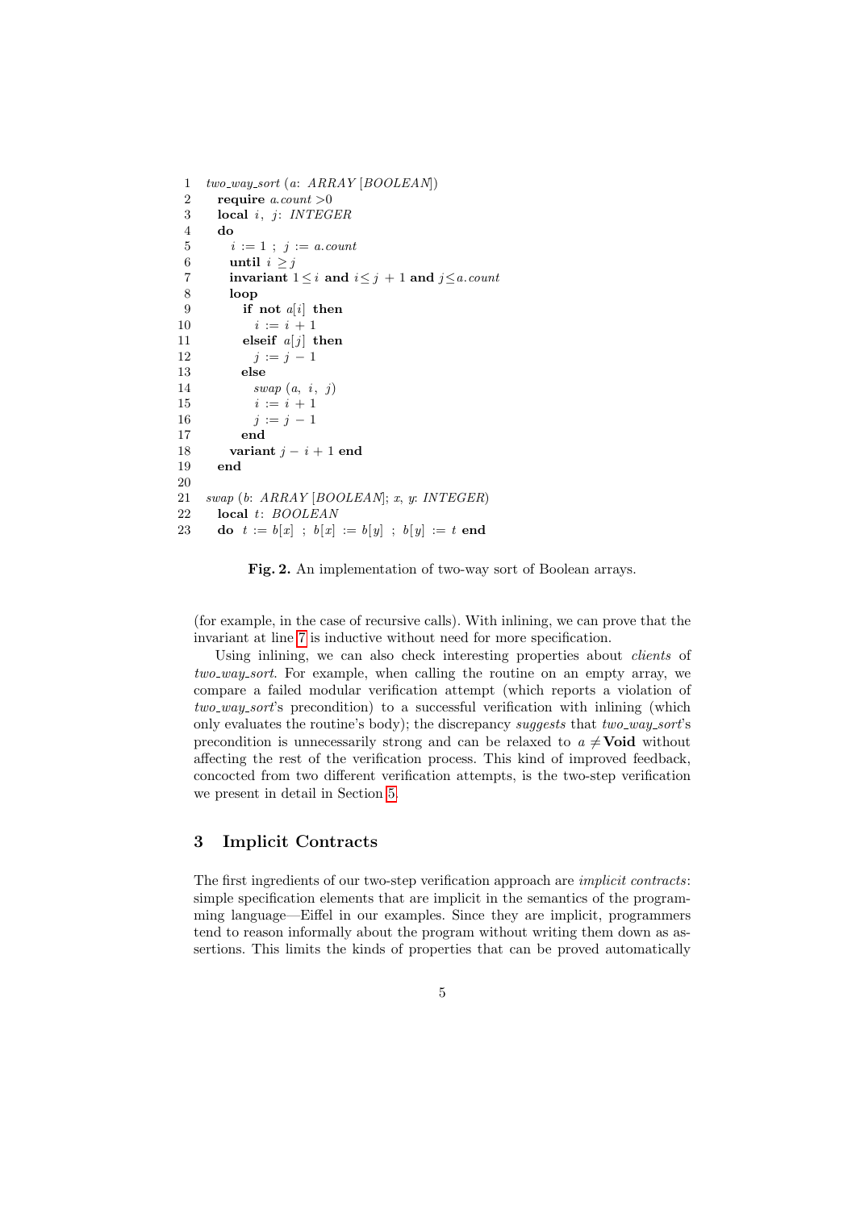```
1  two_way_sort (a: ARRAY [BOOLEAN])
2    require a.count >0
3    local i, j: INTEGER
4    do
5      i := 1 ; j := a.count
6      until i ≥ j
7      invariant 1 ≤ i and i ≤ j + 1 and j ≤ a.count
8      loop
9        if not a[i] then
10         i := i + 1
11       elseif a[j] then
12         j := j − 1
13       else
14         swap (a, i, j)
15         i := i + 1
16         j := j − 1
17       end
18     variant j − i + 1 end
19   end
20
21 swap (b: ARRAY [BOOLEAN]; x, y: INTEGER)
22   local t: BOOLEAN
23   do t := b[x] ; b[x] := b[y] ; b[y] := t end
```

**Fig. 2.** An implementation of two-way sort of Boolean arrays.

(for example, in the case of recursive calls). With inlining, we can prove that the invariant at line 7 is inductive without need for more specification.

Using inlining, we can also check interesting properties about *clients* of *two_way_sort*. For example, when calling the routine on an empty array, we compare a failed modular verification attempt (which reports a violation of *two_way_sort*'s precondition) to a successful verification with inlining (which only evaluates the routine's body); the discrepancy *suggests* that *two_way_sort*'s precondition is unnecessarily strong and can be relaxed to $a \neq$ **Void** without affecting the rest of the verification process. This kind of improved feedback, concocted from two different verification attempts, is the two-step verification we present in detail in Section 5.

## 3 Implicit Contracts

The first ingredients of our two-step verification approach are *implicit contracts*: simple specification elements that are implicit in the semantics of the programming language—Eiffel in our examples. Since they are implicit, programmers tend to reason informally about the program without writing them down as assertions. This limits the kinds of properties that can be proved automatically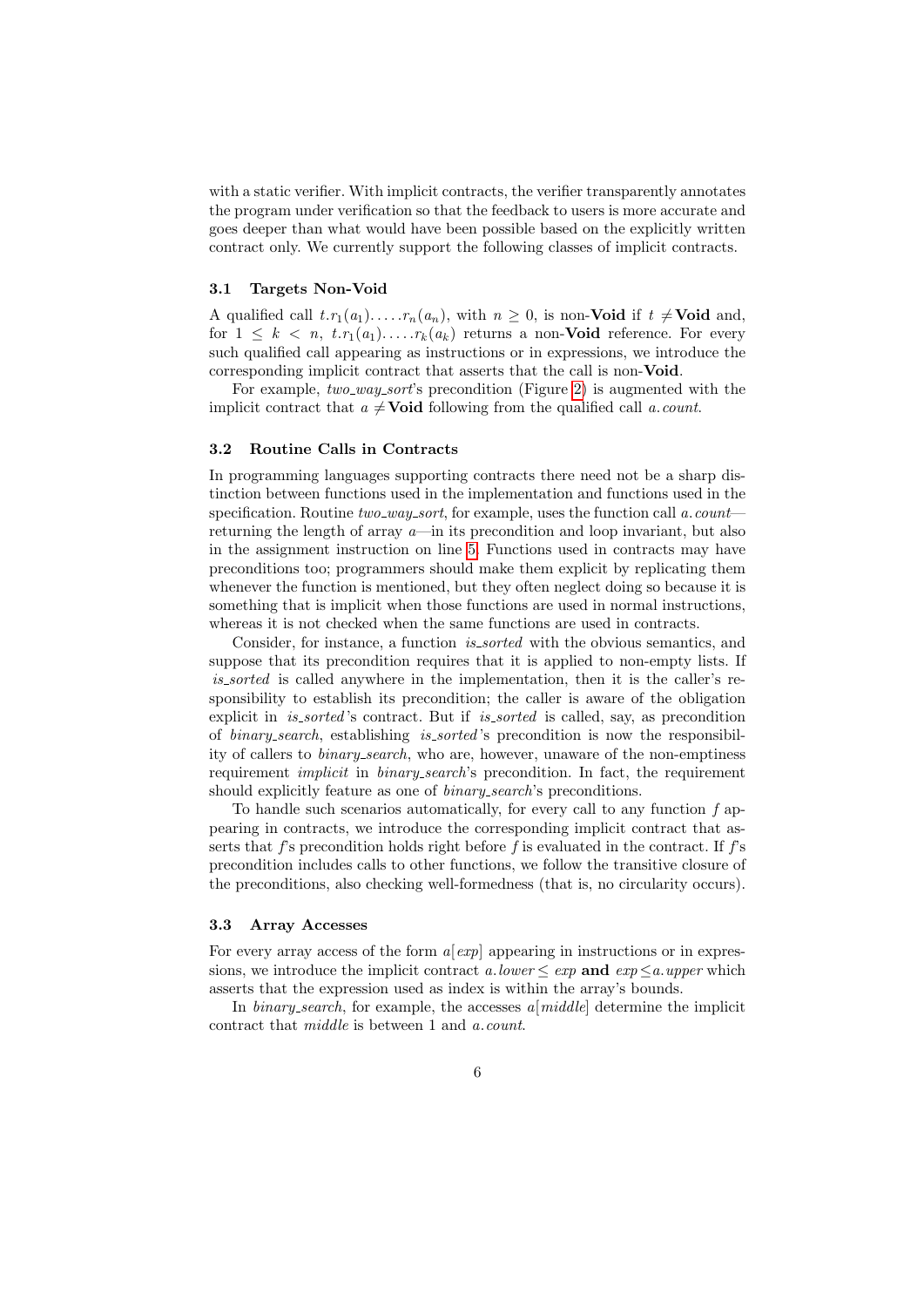with a static verifier. With implicit contracts, the verifier transparently annotates the program under verification so that the feedback to users is more accurate and goes deeper than what would have been possible based on the explicitly written contract only. We currently support the following classes of implicit contracts.

### 3.1 Targets Non-Void

A qualified call $t.r_1(a_1).\dots.r_n(a_n)$, with $n \geq 0$, is non-**Void** if $t \neq$ **Void** and, for $1 \leq k < n$, $t.r_1(a_1).\dots.r_k(a_k)$ returns a non-**Void** reference. For every such qualified call appearing as instructions or in expressions, we introduce the corresponding implicit contract that asserts that the call is non-**Void**.

For example, *two_way_sort*'s precondition (Figure 2) is augmented with the implicit contract that $a \neq$ **Void** following from the qualified call *a.count*.

### 3.2 Routine Calls in Contracts

In programming languages supporting contracts there need not be a sharp distinction between functions used in the implementation and functions used in the specification. Routine *two_way_sort*, for example, uses the function call *a.count*—returning the length of array *a*—in its precondition and loop invariant, but also in the assignment instruction on line 5. Functions used in contracts may have preconditions too; programmers should make them explicit by replicating them whenever the function is mentioned, but they often neglect doing so because it is something that is implicit when those functions are used in normal instructions, whereas it is not checked when the same functions are used in contracts.

Consider, for instance, a function *is_sorted* with the obvious semantics, and suppose that its precondition requires that it is applied to non-empty lists. If *is_sorted* is called anywhere in the implementation, then it is the caller's responsibility to establish its precondition; the caller is aware of the obligation explicit in *is_sorted*'s contract. But if *is_sorted* is called, say, as precondition of *binary_search*, establishing *is_sorted*'s precondition is now the responsibility of callers to *binary_search*, who are, however, unaware of the non-emptiness requirement *implicit* in *binary_search*'s precondition. In fact, the requirement should explicitly feature as one of *binary_search*'s preconditions.

To handle such scenarios automatically, for every call to any function *f* appearing in contracts, we introduce the corresponding implicit contract that asserts that *f*'s precondition holds right before *f* is evaluated in the contract. If *f*'s precondition includes calls to other functions, we follow the transitive closure of the preconditions, also checking well-formedness (that is, no circularity occurs).

### 3.3 Array Accesses

For every array access of the form *a*[*exp*] appearing in instructions or in expressions, we introduce the implicit contract *a.lower* ≤ *exp* **and** *exp* ≤ *a.upper* which asserts that the expression used as index is within the array's bounds.

In *binary_search*, for example, the accesses *a*[*middle*] determine the implicit contract that *middle* is between 1 and *a.count*.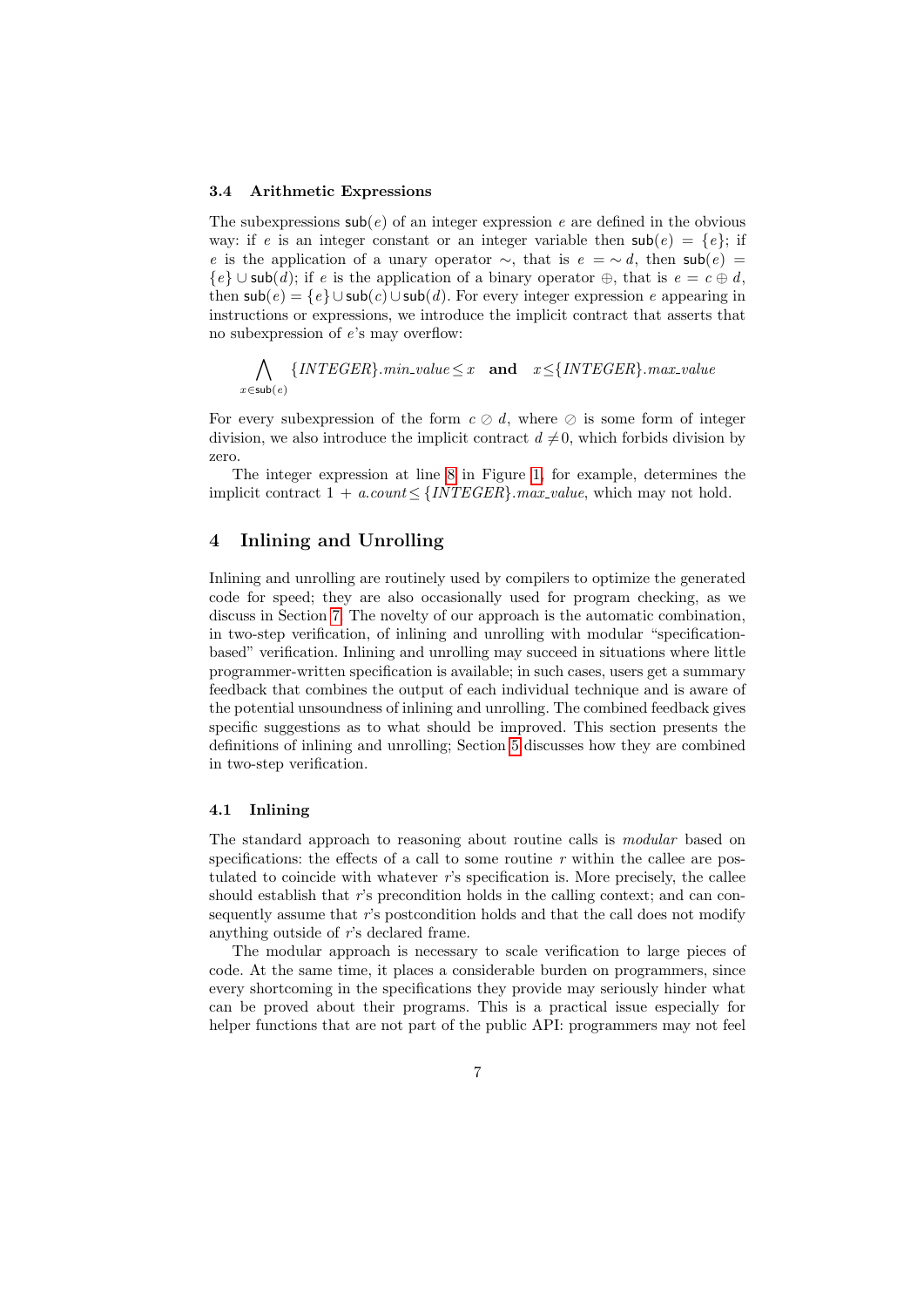### 3.4 Arithmetic Expressions

The subexpressions $\mathsf{sub}(e)$ of an integer expression $e$ are defined in the obvious way: if $e$ is an integer constant or an integer variable then $\mathsf{sub}(e) = \{e\}$; if $e$ is the application of a unary operator $\sim$, that is $e = \sim d$, then $\mathsf{sub}(e) = \{e\} \cup \mathsf{sub}(d)$; if $e$ is the application of a binary operator $\oplus$, that is $e = c \oplus d$, then $\mathsf{sub}(e) = \{e\} \cup \mathsf{sub}(c) \cup \mathsf{sub}(d)$. For every integer expression $e$ appearing in instructions or expressions, we introduce the implicit contract that asserts that no subexpression of $e$'s may overflow:

$$\bigwedge_{x \in \mathsf{sub}(e)} \{\mathit{INTEGER}\}.\mathit{min\_value} \leq x \quad \textbf{and} \quad x \leq \{\mathit{INTEGER}\}.\mathit{max\_value}$$

For every subexpression of the form $c \oslash d$, where $\oslash$ is some form of integer division, we also introduce the implicit contract $d \neq 0$, which forbids division by zero.

The integer expression at line 8 in Figure 1, for example, determines the implicit contract $1 + a.\mathit{count} \leq \{\mathit{INTEGER}\}.\mathit{max\_value}$, which may not hold.

## 4 Inlining and Unrolling

Inlining and unrolling are routinely used by compilers to optimize the generated code for speed; they are also occasionally used for program checking, as we discuss in Section 7. The novelty of our approach is the automatic combination, in two-step verification, of inlining and unrolling with modular "specification-based" verification. Inlining and unrolling may succeed in situations where little programmer-written specification is available; in such cases, users get a summary feedback that combines the output of each individual technique and is aware of the potential unsoundness of inlining and unrolling. The combined feedback gives specific suggestions as to what should be improved. This section presents the definitions of inlining and unrolling; Section 5 discusses how they are combined in two-step verification.

### 4.1 Inlining

The standard approach to reasoning about routine calls is *modular* based on specifications: the effects of a call to some routine $r$ within the callee are postulated to coincide with whatever $r$'s specification is. More precisely, the callee should establish that $r$'s precondition holds in the calling context; and can consequently assume that $r$'s postcondition holds and that the call does not modify anything outside of $r$'s declared frame.

The modular approach is necessary to scale verification to large pieces of code. At the same time, it places a considerable burden on programmers, since every shortcoming in the specifications they provide may seriously hinder what can be proved about their programs. This is a practical issue especially for helper functions that are not part of the public API: programmers may not feel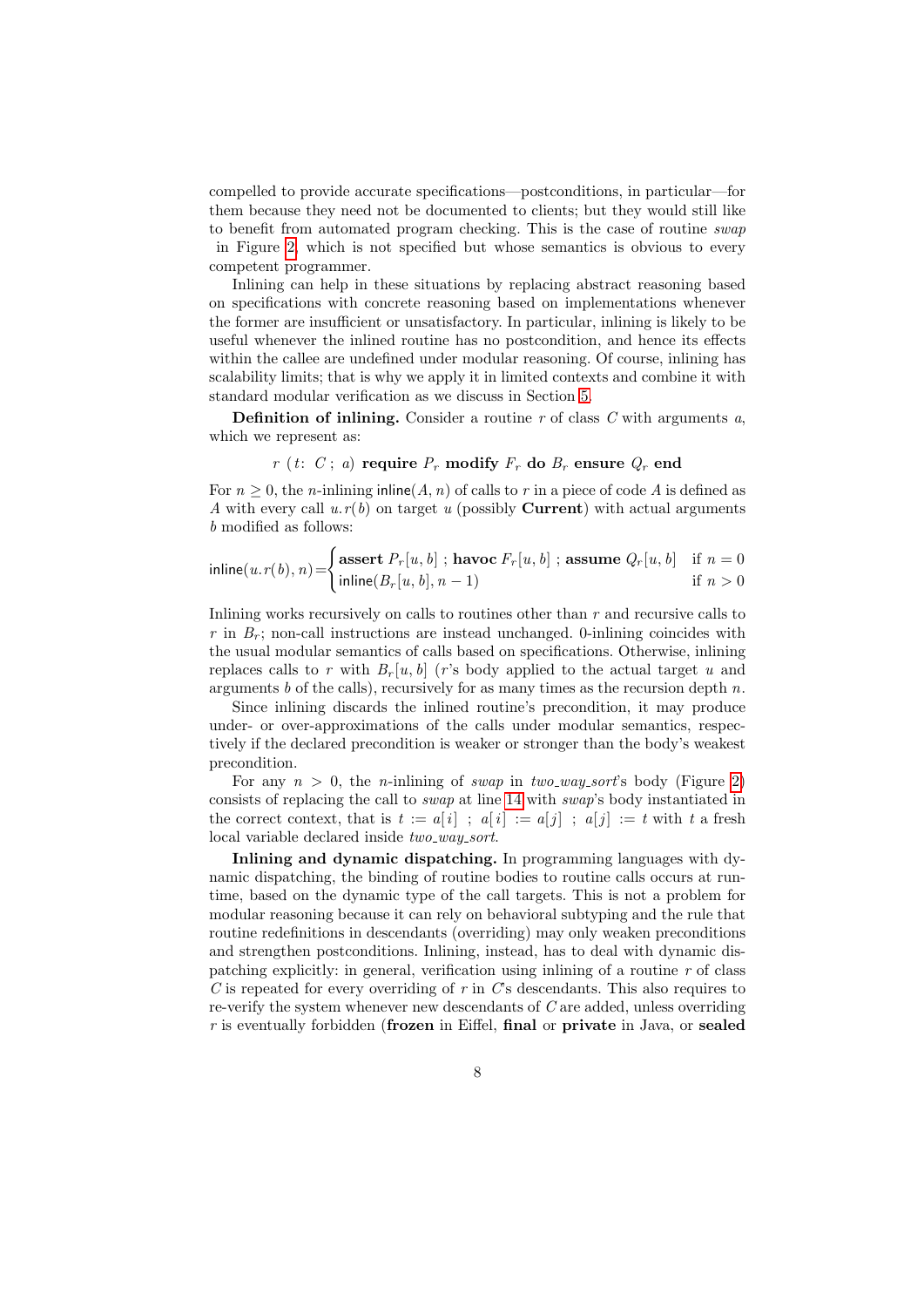compelled to provide accurate specifications—postconditions, in particular—for them because they need not be documented to clients; but they would still like to benefit from automated program checking. This is the case of routine *swap* in Figure 2, which is not specified but whose semantics is obvious to every competent programmer.

Inlining can help in these situations by replacing abstract reasoning based on specifications with concrete reasoning based on implementations whenever the former are insufficient or unsatisfactory. In particular, inlining is likely to be useful whenever the inlined routine has no postcondition, and hence its effects within the callee are undefined under modular reasoning. Of course, inlining has scalability limits; that is why we apply it in limited contexts and combine it with standard modular verification as we discuss in Section 5.

**Definition of inlining.** Consider a routine $r$ of class $C$ with arguments $a$, which we represent as:

$$r\ (t\colon\ C\ ;\ a)\ \textbf{require}\ P_r\ \textbf{modify}\ F_r\ \textbf{do}\ B_r\ \textbf{ensure}\ Q_r\ \textbf{end}$$

For $n \geq 0$, the $n$-inlining $\mathsf{inline}(A, n)$ of calls to $r$ in a piece of code $A$ is defined as $A$ with every call $u.r(b)$ on target $u$ (possibly **Current**) with actual arguments $b$ modified as follows:

$$\mathsf{inline}(u.r(b), n) = \begin{cases} \textbf{assert}\ P_r[u,b]\ ;\ \textbf{havoc}\ F_r[u,b]\ ;\ \textbf{assume}\ Q_r[u,b] & \text{if } n = 0 \\ \mathsf{inline}(B_r[u,b], n-1) & \text{if } n > 0 \end{cases}$$

Inlining works recursively on calls to routines other than $r$ and recursive calls to $r$ in $B_r$; non-call instructions are instead unchanged. 0-inlining coincides with the usual modular semantics of calls based on specifications. Otherwise, inlining replaces calls to $r$ with $B_r[u, b]$ ($r$'s body applied to the actual target $u$ and arguments $b$ of the calls), recursively for as many times as the recursion depth $n$.

Since inlining discards the inlined routine's precondition, it may produce under- or over-approximations of the calls under modular semantics, respectively if the declared precondition is weaker or stronger than the body's weakest precondition.

For any $n > 0$, the $n$-inlining of *swap* in *two_way_sort*'s body (Figure 2) consists of replacing the call to *swap* at line 14 with *swap*'s body instantiated in the correct context, that is $t := a[i]\ ;\ a[i] := a[j]\ ;\ a[j] := t$ with $t$ a fresh local variable declared inside *two_way_sort*.

**Inlining and dynamic dispatching.** In programming languages with dynamic dispatching, the binding of routine bodies to routine calls occurs at runtime, based on the dynamic type of the call targets. This is not a problem for modular reasoning because it can rely on behavioral subtyping and the rule that routine redefinitions in descendants (overriding) may only weaken preconditions and strengthen postconditions. Inlining, instead, has to deal with dynamic dispatching explicitly: in general, verification using inlining of a routine $r$ of class $C$ is repeated for every overriding of $r$ in $C$'s descendants. This also requires to re-verify the system whenever new descendants of $C$ are added, unless overriding $r$ is eventually forbidden (**frozen** in Eiffel, **final** or **private** in Java, or **sealed**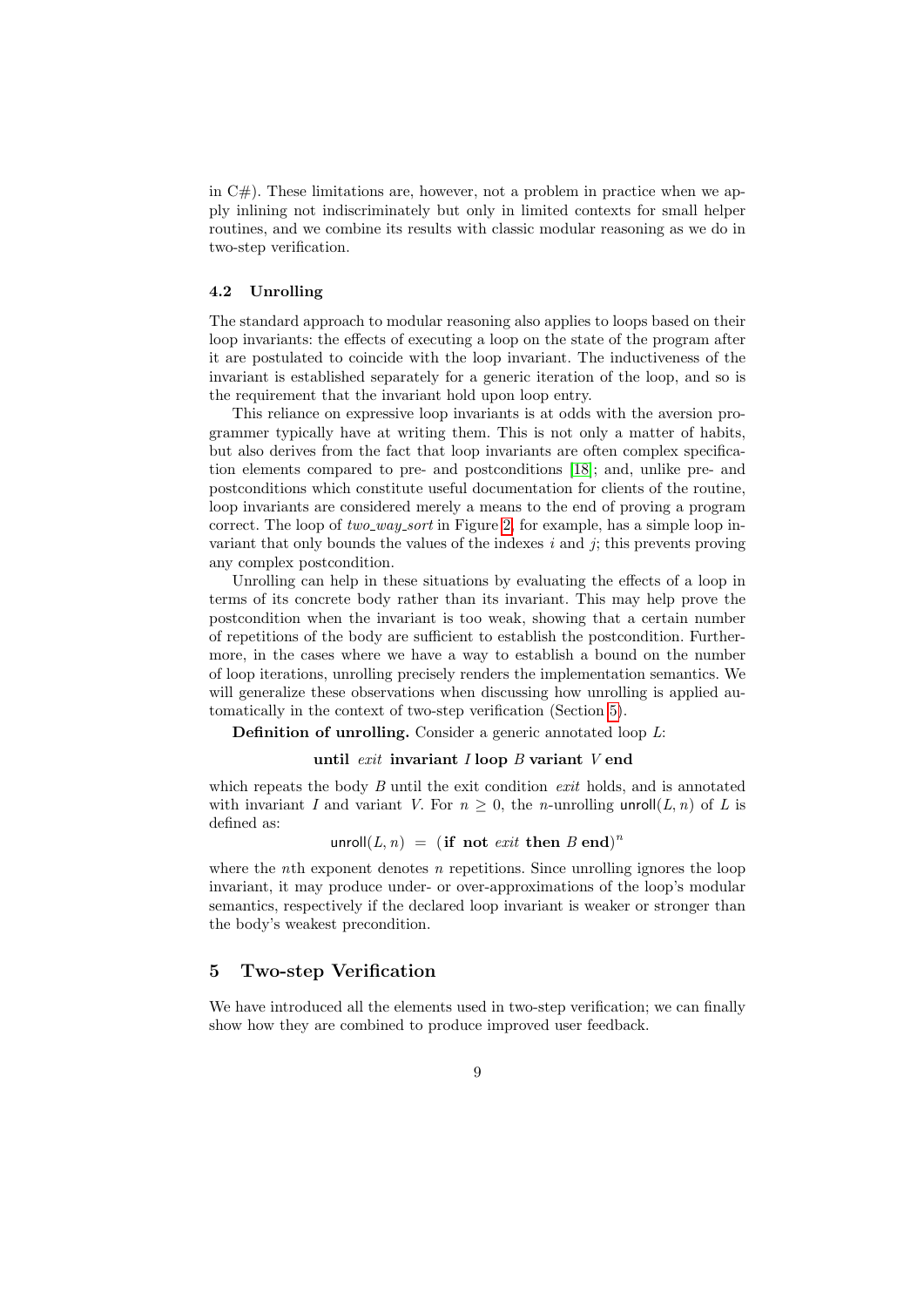in C#). These limitations are, however, not a problem in practice when we apply inlining not indiscriminately but only in limited contexts for small helper routines, and we combine its results with classic modular reasoning as we do in two-step verification.

### 4.2 Unrolling

The standard approach to modular reasoning also applies to loops based on their loop invariants: the effects of executing a loop on the state of the program after it are postulated to coincide with the loop invariant. The inductiveness of the invariant is established separately for a generic iteration of the loop, and so is the requirement that the invariant hold upon loop entry.

This reliance on expressive loop invariants is at odds with the aversion programmer typically have at writing them. This is not only a matter of habits, but also derives from the fact that loop invariants are often complex specification elements compared to pre- and postconditions [18]; and, unlike pre- and postconditions which constitute useful documentation for clients of the routine, loop invariants are considered merely a means to the end of proving a program correct. The loop of *two_way_sort* in Figure 2, for example, has a simple loop invariant that only bounds the values of the indexes $i$ and $j$; this prevents proving any complex postcondition.

Unrolling can help in these situations by evaluating the effects of a loop in terms of its concrete body rather than its invariant. This may help prove the postcondition when the invariant is too weak, showing that a certain number of repetitions of the body are sufficient to establish the postcondition. Furthermore, in the cases where we have a way to establish a bound on the number of loop iterations, unrolling precisely renders the implementation semantics. We will generalize these observations when discussing how unrolling is applied automatically in the context of two-step verification (Section 5).

**Definition of unrolling.** Consider a generic annotated loop $L$:

$$\textbf{until } \textit{exit} \textbf{ invariant } I \textbf{ loop } B \textbf{ variant } V \textbf{ end}$$

which repeats the body $B$ until the exit condition *exit* holds, and is annotated with invariant $I$ and variant $V$. For $n \geq 0$, the $n$-unrolling $\mathsf{unroll}(L, n)$ of $L$ is defined as:

$$\mathsf{unroll}(L, n) \;=\; (\textbf{if not } \textit{exit} \textbf{ then } B \textbf{ end})^n$$

where the $n$th exponent denotes $n$ repetitions. Since unrolling ignores the loop invariant, it may produce under- or over-approximations of the loop's modular semantics, respectively if the declared loop invariant is weaker or stronger than the body's weakest precondition.

## 5 Two-step Verification

We have introduced all the elements used in two-step verification; we can finally show how they are combined to produce improved user feedback.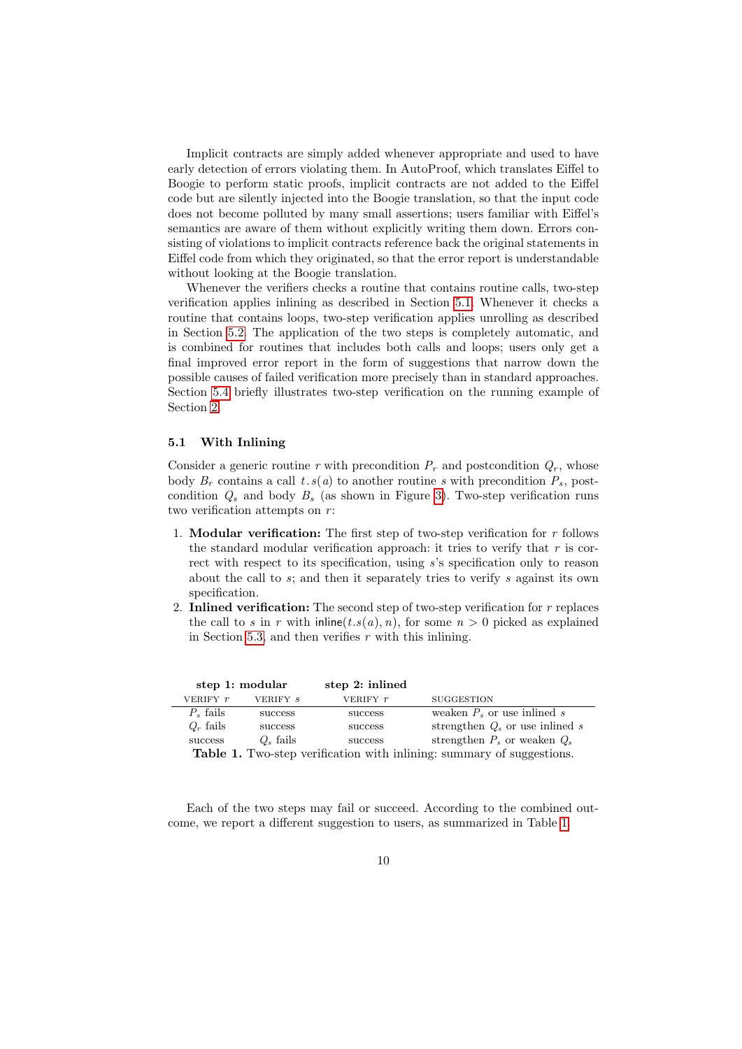Implicit contracts are simply added whenever appropriate and used to have early detection of errors violating them. In AutoProof, which translates Eiffel to Boogie to perform static proofs, implicit contracts are not added to the Eiffel code but are silently injected into the Boogie translation, so that the input code does not become polluted by many small assertions; users familiar with Eiffel's semantics are aware of them without explicitly writing them down. Errors consisting of violations to implicit contracts reference back the original statements in Eiffel code from which they originated, so that the error report is understandable without looking at the Boogie translation.

Whenever the verifiers checks a routine that contains routine calls, two-step verification applies inlining as described in Section 5.1. Whenever it checks a routine that contains loops, two-step verification applies unrolling as described in Section 5.2. The application of the two steps is completely automatic, and is combined for routines that includes both calls and loops; users only get a final improved error report in the form of suggestions that narrow down the possible causes of failed verification more precisely than in standard approaches. Section 5.4 briefly illustrates two-step verification on the running example of Section 2.

### 5.1 With Inlining

Consider a generic routine $r$ with precondition $P_r$ and postcondition $Q_r$, whose body $B_r$ contains a call $t.s(a)$ to another routine $s$ with precondition $P_s$, postcondition $Q_s$ and body $B_s$ (as shown in Figure 3). Two-step verification runs two verification attempts on $r$:

1. **Modular verification:** The first step of two-step verification for $r$ follows the standard modular verification approach: it tries to verify that $r$ is correct with respect to its specification, using $s$'s specification only to reason about the call to $s$; and then it separately tries to verify $s$ against its own specification.
2. **Inlined verification:** The second step of two-step verification for $r$ replaces the call to $s$ in $r$ with $\mathsf{inline}(t.s(a), n)$, for some $n > 0$ picked as explained in Section 5.3, and then verifies $r$ with this inlining.

| step 1: modular | | step 2: inlined | |
|---|---|---|---|
| VERIFY $r$ | VERIFY $s$ | VERIFY $r$ | SUGGESTION |
| $P_s$ fails | success | success | weaken $P_s$ or use inlined $s$ |
| $Q_r$ fails | success | success | strengthen $Q_s$ or use inlined $s$ |
| success | $Q_s$ fails | success | strengthen $P_s$ or weaken $Q_s$ |

**Table 1.** Two-step verification with inlining: summary of suggestions.

Each of the two steps may fail or succeed. According to the combined outcome, we report a different suggestion to users, as summarized in Table 1.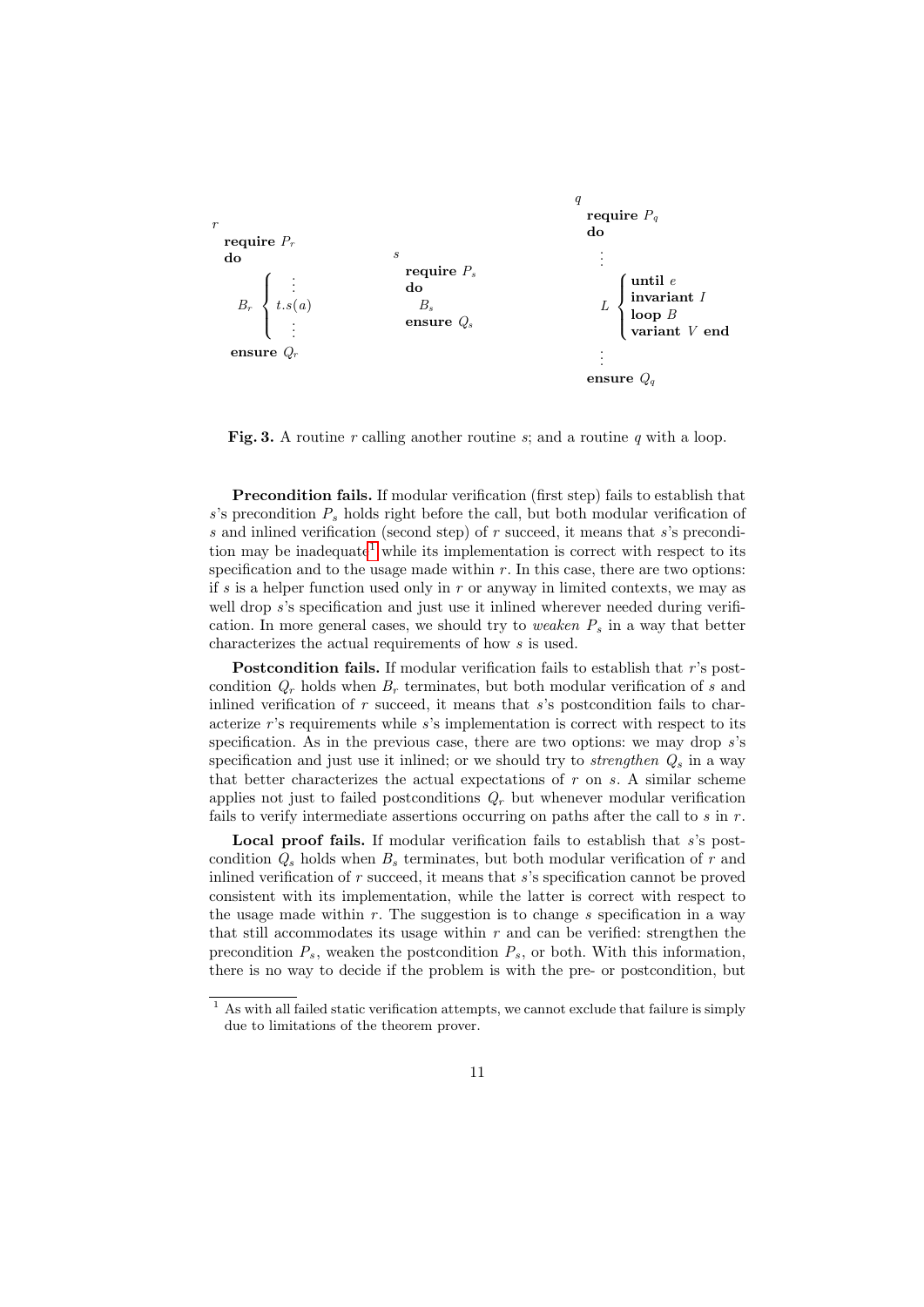```
r
  require P_r
  do
       ⎧  ⋮
   B_r ⎨ t.s(a)
       ⎩  ⋮
  ensure Q_r

s
  require P_s
  do
    B_s
  ensure Q_s

q
  require P_q
  do
    ⋮
     ⎧ until e
   L ⎨ invariant I
     ⎪ loop B
     ⎩ variant V end
    ⋮
  ensure Q_q
```

**Fig. 3.** A routine $r$ calling another routine $s$; and a routine $q$ with a loop.

**Precondition fails.** If modular verification (first step) fails to establish that $s$'s precondition $P_s$ holds right before the call, but both modular verification of $s$ and inlined verification (second step) of $r$ succeed, it means that $s$'s precondition may be inadequate[1] while its implementation is correct with respect to its specification and to the usage made within $r$. In this case, there are two options: if $s$ is a helper function used only in $r$ or anyway in limited contexts, we may as well drop $s$'s specification and just use it inlined wherever needed during verification. In more general cases, we should try to *weaken* $P_s$ in a way that better characterizes the actual requirements of how $s$ is used.

**Postcondition fails.** If modular verification fails to establish that $r$'s postcondition $Q_r$ holds when $B_r$ terminates, but both modular verification of $s$ and inlined verification of $r$ succeed, it means that $s$'s postcondition fails to characterize $r$'s requirements while $s$'s implementation is correct with respect to its specification. As in the previous case, there are two options: we may drop $s$'s specification and just use it inlined; or we should try to *strengthen* $Q_s$ in a way that better characterizes the actual expectations of $r$ on $s$. A similar scheme applies not just to failed postconditions $Q_r$ but whenever modular verification fails to verify intermediate assertions occurring on paths after the call to $s$ in $r$.

**Local proof fails.** If modular verification fails to establish that $s$'s postcondition $Q_s$ holds when $B_s$ terminates, but both modular verification of $r$ and inlined verification of $r$ succeed, it means that $s$'s specification cannot be proved consistent with its implementation, while the latter is correct with respect to the usage made within $r$. The suggestion is to change $s$ specification in a way that still accommodates its usage within $r$ and can be verified: strengthen the precondition $P_s$, weaken the postcondition $P_s$, or both. With this information, there is no way to decide if the problem is with the pre- or postcondition, but

[1] As with all failed static verification attempts, we cannot exclude that failure is simply due to limitations of the theorem prover.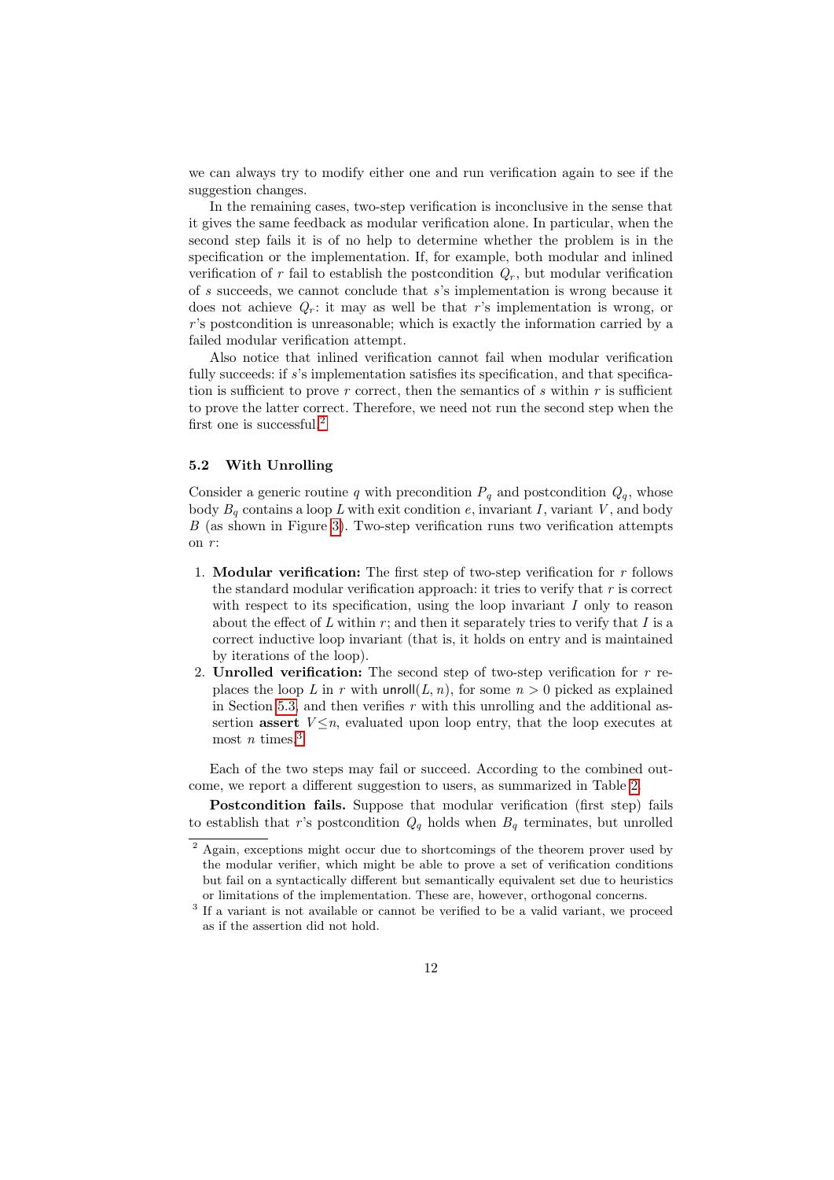we can always try to modify either one and run verification again to see if the suggestion changes.

In the remaining cases, two-step verification is inconclusive in the sense that it gives the same feedback as modular verification alone. In particular, when the second step fails it is of no help to determine whether the problem is in the specification or the implementation. If, for example, both modular and inlined verification of $r$ fail to establish the postcondition $Q_r$, but modular verification of $s$ succeeds, we cannot conclude that $s$'s implementation is wrong because it does not achieve $Q_r$: it may as well be that $r$'s implementation is wrong, or $r$'s postcondition is unreasonable; which is exactly the information carried by a failed modular verification attempt.

Also notice that inlined verification cannot fail when modular verification fully succeeds: if $s$'s implementation satisfies its specification, and that specification is sufficient to prove $r$ correct, then the semantics of $s$ within $r$ is sufficient to prove the latter correct. Therefore, we need not run the second step when the first one is successful.[2]

### 5.2 With Unrolling

Consider a generic routine $q$ with precondition $P_q$ and postcondition $Q_q$, whose body $B_q$ contains a loop $L$ with exit condition $e$, invariant $I$, variant $V$, and body $B$ (as shown in Figure 3). Two-step verification runs two verification attempts on $r$:

1. **Modular verification:** The first step of two-step verification for $r$ follows the standard modular verification approach: it tries to verify that $r$ is correct with respect to its specification, using the loop invariant $I$ only to reason about the effect of $L$ within $r$; and then it separately tries to verify that $I$ is a correct inductive loop invariant (that is, it holds on entry and is maintained by iterations of the loop).
2. **Unrolled verification:** The second step of two-step verification for $r$ replaces the loop $L$ in $r$ with $\mathsf{unroll}(L, n)$, for some $n > 0$ picked as explained in Section 5.3, and then verifies $r$ with this unrolling and the additional assertion **assert** $V \leq n$, evaluated upon loop entry, that the loop executes at most $n$ times.[3]

Each of the two steps may fail or succeed. According to the combined outcome, we report a different suggestion to users, as summarized in Table 2.

**Postcondition fails.** Suppose that modular verification (first step) fails to establish that $r$'s postcondition $Q_q$ holds when $B_q$ terminates, but unrolled

---

[2] Again, exceptions might occur due to shortcomings of the theorem prover used by the modular verifier, which might be able to prove a set of verification conditions but fail on a syntactically different but semantically equivalent set due to heuristics or limitations of the implementation. These are, however, orthogonal concerns.

[3] If a variant is not available or cannot be verified to be a valid variant, we proceed as if the assertion did not hold.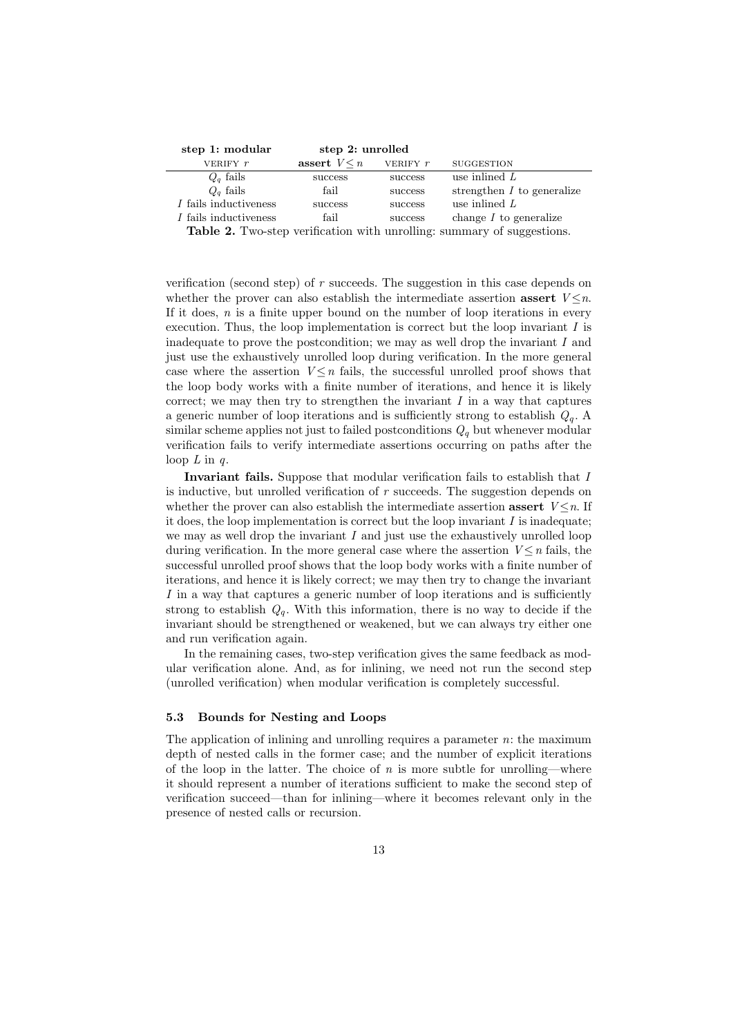| **step 1: modular** | **step 2: unrolled** | | |
|---|---|---|---|
| VERIFY $r$ | **assert** $V \leq n$ | VERIFY $r$ | SUGGESTION |
| $Q_q$ fails | success | success | use inlined $L$ |
| $Q_q$ fails | fail | success | strengthen $I$ to generalize |
| $I$ fails inductiveness | success | success | use inlined $L$ |
| $I$ fails inductiveness | fail | success | change $I$ to generalize |

**Table 2.** Two-step verification with unrolling: summary of suggestions.

verification (second step) of $r$ succeeds. The suggestion in this case depends on whether the prover can also establish the intermediate assertion **assert** $V \leq n$. If it does, $n$ is a finite upper bound on the number of loop iterations in every execution. Thus, the loop implementation is correct but the loop invariant $I$ is inadequate to prove the postcondition; we may as well drop the invariant $I$ and just use the exhaustively unrolled loop during verification. In the more general case where the assertion $V \leq n$ fails, the successful unrolled proof shows that the loop body works with a finite number of iterations, and hence it is likely correct; we may then try to strengthen the invariant $I$ in a way that captures a generic number of loop iterations and is sufficiently strong to establish $Q_q$. A similar scheme applies not just to failed postconditions $Q_q$ but whenever modular verification fails to verify intermediate assertions occurring on paths after the loop $L$ in $q$.

**Invariant fails.** Suppose that modular verification fails to establish that $I$ is inductive, but unrolled verification of $r$ succeeds. The suggestion depends on whether the prover can also establish the intermediate assertion **assert** $V \leq n$. If it does, the loop implementation is correct but the loop invariant $I$ is inadequate; we may as well drop the invariant $I$ and just use the exhaustively unrolled loop during verification. In the more general case where the assertion $V \leq n$ fails, the successful unrolled proof shows that the loop body works with a finite number of iterations, and hence it is likely correct; we may then try to change the invariant $I$ in a way that captures a generic number of loop iterations and is sufficiently strong to establish $Q_q$. With this information, there is no way to decide if the invariant should be strengthened or weakened, but we can always try either one and run verification again.

In the remaining cases, two-step verification gives the same feedback as modular verification alone. And, as for inlining, we need not run the second step (unrolled verification) when modular verification is completely successful.

### 5.3 Bounds for Nesting and Loops

The application of inlining and unrolling requires a parameter $n$: the maximum depth of nested calls in the former case; and the number of explicit iterations of the loop in the latter. The choice of $n$ is more subtle for unrolling—where it should represent a number of iterations sufficient to make the second step of verification succeed—than for inlining—where it becomes relevant only in the presence of nested calls or recursion.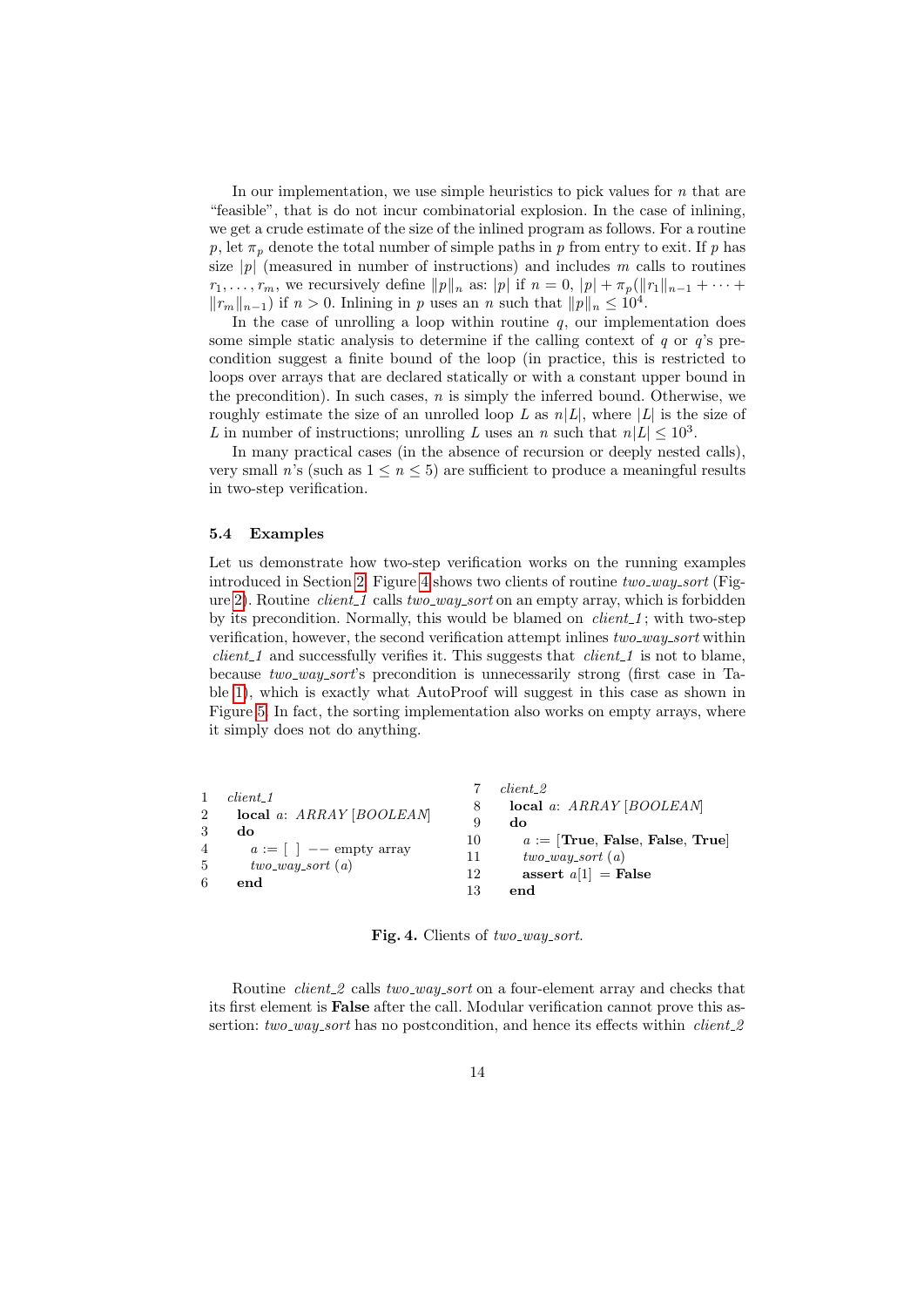In our implementation, we use simple heuristics to pick values for $n$ that are "feasible", that is do not incur combinatorial explosion. In the case of inlining, we get a crude estimate of the size of the inlined program as follows. For a routine $p$, let $\pi_p$ denote the total number of simple paths in $p$ from entry to exit. If $p$ has size $|p|$ (measured in number of instructions) and includes $m$ calls to routines $r_1, \ldots, r_m$, we recursively define $\|p\|_n$ as: $|p|$ if $n = 0$, $|p| + \pi_p(\|r_1\|_{n-1} + \cdots + \|r_m\|_{n-1})$ if $n > 0$. Inlining in $p$ uses an $n$ such that $\|p\|_n \leq 10^4$.

In the case of unrolling a loop within routine $q$, our implementation does some simple static analysis to determine if the calling context of $q$ or $q$'s precondition suggest a finite bound of the loop (in practice, this is restricted to loops over arrays that are declared statically or with a constant upper bound in the precondition). In such cases, $n$ is simply the inferred bound. Otherwise, we roughly estimate the size of an unrolled loop $L$ as $n|L|$, where $|L|$ is the size of $L$ in number of instructions; unrolling $L$ uses an $n$ such that $n|L| \leq 10^3$.

In many practical cases (in the absence of recursion or deeply nested calls), very small $n$'s (such as $1 \leq n \leq 5$) are sufficient to produce a meaningful results in two-step verification.

### 5.4 Examples

Let us demonstrate how two-step verification works on the running examples introduced in Section 2. Figure 4 shows two clients of routine *two_way_sort* (Figure 2). Routine *client_1* calls *two_way_sort* on an empty array, which is forbidden by its precondition. Normally, this would be blamed on *client_1*; with two-step verification, however, the second verification attempt inlines *two_way_sort* within *client_1* and successfully verifies it. This suggests that *client_1* is not to blame, because *two_way_sort*'s precondition is unnecessarily strong (first case in Table 1), which is exactly what AutoProof will suggest in this case as shown in Figure 5. In fact, the sorting implementation also works on empty arrays, where it simply does not do anything.

```
1   client_1
2     local a: ARRAY [BOOLEAN]
3     do
4       a := [ ] −− empty array
5       two_way_sort (a)
6     end

7   client_2
8     local a: ARRAY [BOOLEAN]
9     do
10      a := [True, False, False, True]
11      two_way_sort (a)
12      assert a[1] = False
13    end
```

**Fig. 4.** Clients of *two_way_sort*.

Routine *client_2* calls *two_way_sort* on a four-element array and checks that its first element is **False** after the call. Modular verification cannot prove this assertion: *two_way_sort* has no postcondition, and hence its effects within *client_2*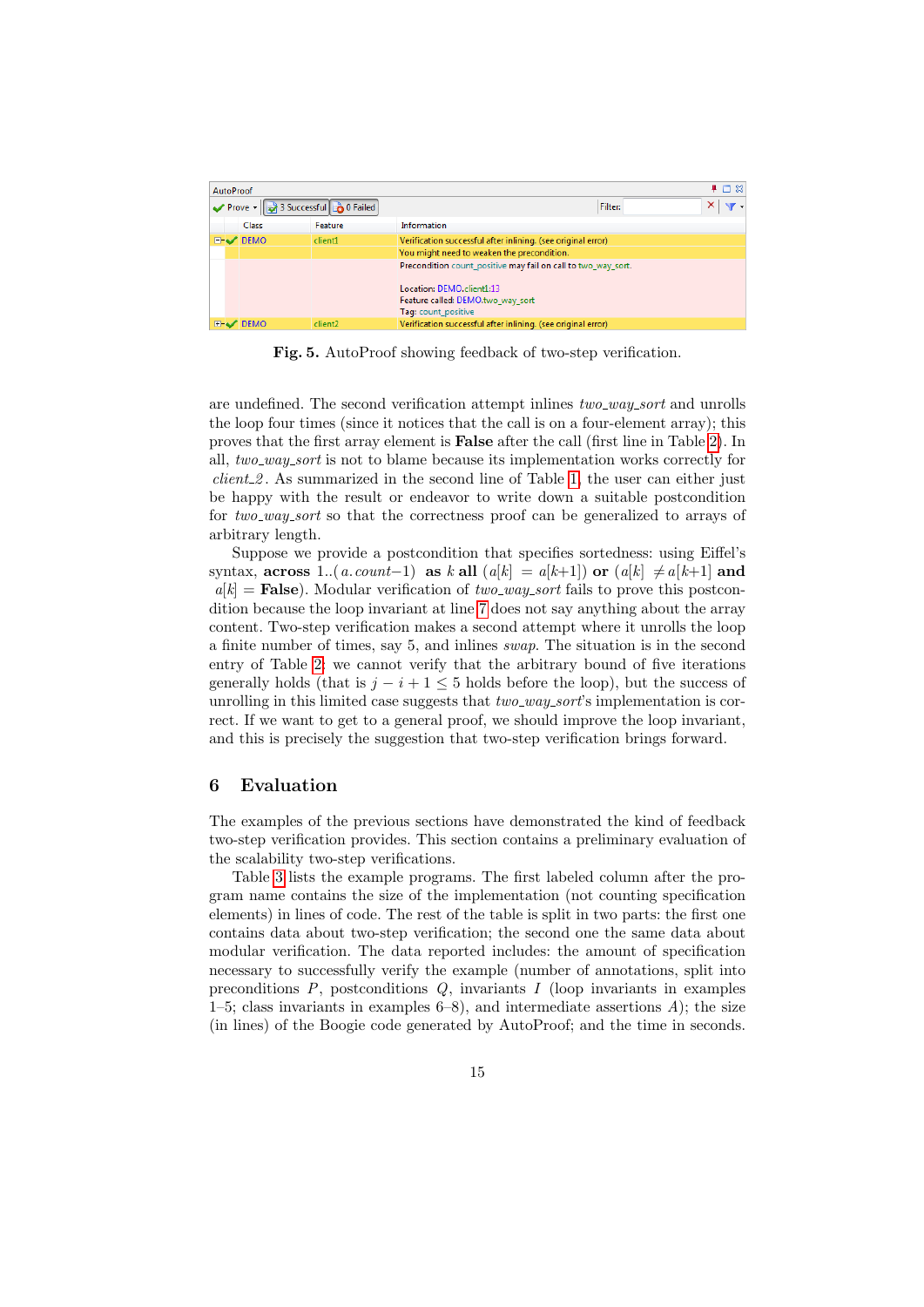| Class | Feature | Information |
| --- | --- | --- |
| DEMO | client1 | Verification successful after inlining. (see original error) |
| | | You might need to weaken the precondition. |
| | | Precondition count_positive may fail on call to two_way_sort. Location: DEMO.client1:13 Feature called: DEMO.two_way_sort Tag: count_positive |
| DEMO | client2 | Verification successful after inlining. (see original error) |

**Fig. 5.** AutoProof showing feedback of two-step verification.

are undefined. The second verification attempt inlines *two_way_sort* and unrolls the loop four times (since it notices that the call is on a four-element array); this proves that the first array element is **False** after the call (first line in Table 2). In all, *two_way_sort* is not to blame because its implementation works correctly for *client_2*. As summarized in the second line of Table 1, the user can either just be happy with the result or endeavor to write down a suitable postcondition for *two_way_sort* so that the correctness proof can be generalized to arrays of arbitrary length.

Suppose we provide a postcondition that specifies sortedness: using Eiffel's syntax, **across** $1..(a.count-1)$ **as** $k$ **all** $(a[k] = a[k+1])$ **or** $(a[k] \neq a[k+1]$ **and** $a[k] =$ **False**). Modular verification of *two_way_sort* fails to prove this postcondition because the loop invariant at line 7 does not say anything about the array content. Two-step verification makes a second attempt where it unrolls the loop a finite number of times, say 5, and inlines *swap*. The situation is in the second entry of Table 2: we cannot verify that the arbitrary bound of five iterations generally holds (that is $j - i + 1 \leq 5$ holds before the loop), but the success of unrolling in this limited case suggests that *two_way_sort*'s implementation is correct. If we want to get to a general proof, we should improve the loop invariant, and this is precisely the suggestion that two-step verification brings forward.

## 6 Evaluation

The examples of the previous sections have demonstrated the kind of feedback two-step verification provides. This section contains a preliminary evaluation of the scalability two-step verifications.

Table 3 lists the example programs. The first labeled column after the program name contains the size of the implementation (not counting specification elements) in lines of code. The rest of the table is split in two parts: the first one contains data about two-step verification; the second one the same data about modular verification. The data reported includes: the amount of specification necessary to successfully verify the example (number of annotations, split into preconditions $P$, postconditions $Q$, invariants $I$ (loop invariants in examples 1–5; class invariants in examples 6–8), and intermediate assertions $A$); the size (in lines) of the Boogie code generated by AutoProof; and the time in seconds.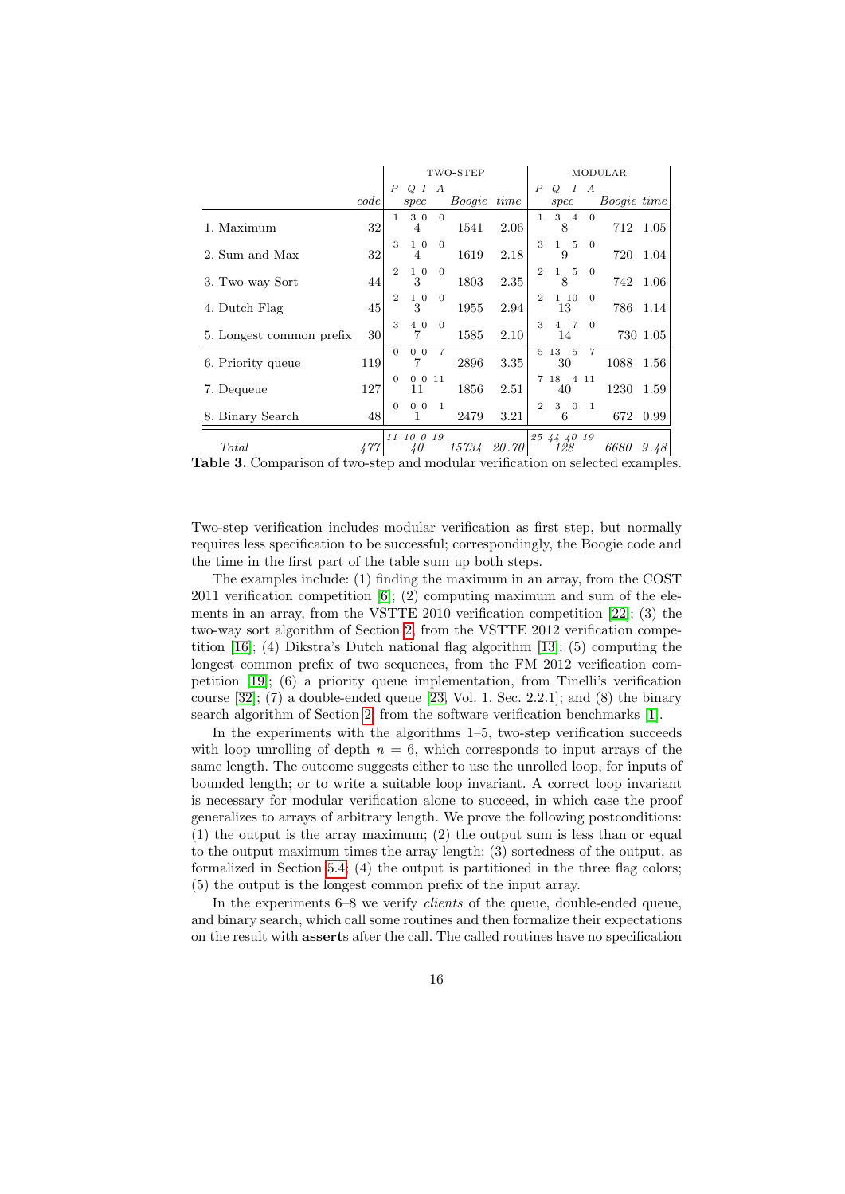| | code | TWO-STEP | | | | | | | MODULAR | | | | | | |
|---|---|---|---|---|---|---|---|---|---|---|---|---|---|---|---|
| | | *P* | *Q* | *I* | *A* | *spec* | *Boogie* | *time* | *P* | *Q* | *I* | *A* | *spec* | *Boogie* | *time* |
| 1. Maximum | 32 | 1 | 3 | 0 | 0 | 4 | 1541 | 2.06 | 1 | 3 | 4 | 0 | 8 | 712 | 1.05 |
| 2. Sum and Max | 32 | 3 | 1 | 0 | 0 | 4 | 1619 | 2.18 | 3 | 1 | 5 | 0 | 9 | 720 | 1.04 |
| 3. Two-way Sort | 44 | 2 | 1 | 0 | 0 | 3 | 1803 | 2.35 | 2 | 1 | 5 | 0 | 8 | 742 | 1.06 |
| 4. Dutch Flag | 45 | 2 | 1 | 0 | 0 | 3 | 1955 | 2.94 | 2 | 1 | 10 | 0 | 13 | 786 | 1.14 |
| 5. Longest common prefix | 30 | 3 | 4 | 0 | 0 | 7 | 1585 | 2.10 | 3 | 4 | 7 | 0 | 14 | 730 | 1.05 |
| 6. Priority queue | 119 | 0 | 0 | 0 | 7 | 7 | 2896 | 3.35 | 5 | 13 | 5 | 7 | 30 | 1088 | 1.56 |
| 7. Dequeue | 127 | 0 | 0 | 0 | 11 | 11 | 1856 | 2.51 | 7 | 18 | 4 | 11 | 40 | 1230 | 1.59 |
| 8. Binary Search | 48 | 0 | 0 | 0 | 1 | 1 | 2479 | 3.21 | 2 | 3 | 0 | 1 | 6 | 672 | 0.99 |
| *Total* | *477* | *11* | *10* | *0* | *19* | *40* | *15734* | *20.70* | *25* | *44* | *40* | *19* | *128* | *6680* | *9.48* |

**Table 3.** Comparison of two-step and modular verification on selected examples.

Two-step verification includes modular verification as first step, but normally requires less specification to be successful; correspondingly, the Boogie code and the time in the first part of the table sum up both steps.

The examples include: (1) finding the maximum in an array, from the COST 2011 verification competition [6]; (2) computing maximum and sum of the elements in an array, from the VSTTE 2010 verification competition [22]; (3) the two-way sort algorithm of Section 2, from the VSTTE 2012 verification competition [16]; (4) Dikstra's Dutch national flag algorithm [13]; (5) computing the longest common prefix of two sequences, from the FM 2012 verification competition [19]; (6) a priority queue implementation, from Tinelli's verification course [32]; (7) a double-ended queue [23, Vol. 1, Sec. 2.2.1]; and (8) the binary search algorithm of Section 2, from the software verification benchmarks [1].

In the experiments with the algorithms 1–5, two-step verification succeeds with loop unrolling of depth $n = 6$, which corresponds to input arrays of the same length. The outcome suggests either to use the unrolled loop, for inputs of bounded length; or to write a suitable loop invariant. A correct loop invariant is necessary for modular verification alone to succeed, in which case the proof generalizes to arrays of arbitrary length. We prove the following postconditions: (1) the output is the array maximum; (2) the output sum is less than or equal to the output maximum times the array length; (3) sortedness of the output, as formalized in Section 5.4; (4) the output is partitioned in the three flag colors; (5) the output is the longest common prefix of the input array.

In the experiments 6–8 we verify *clients* of the queue, double-ended queue, and binary search, which call some routines and then formalize their expectations on the result with **assert**s after the call. The called routines have no specification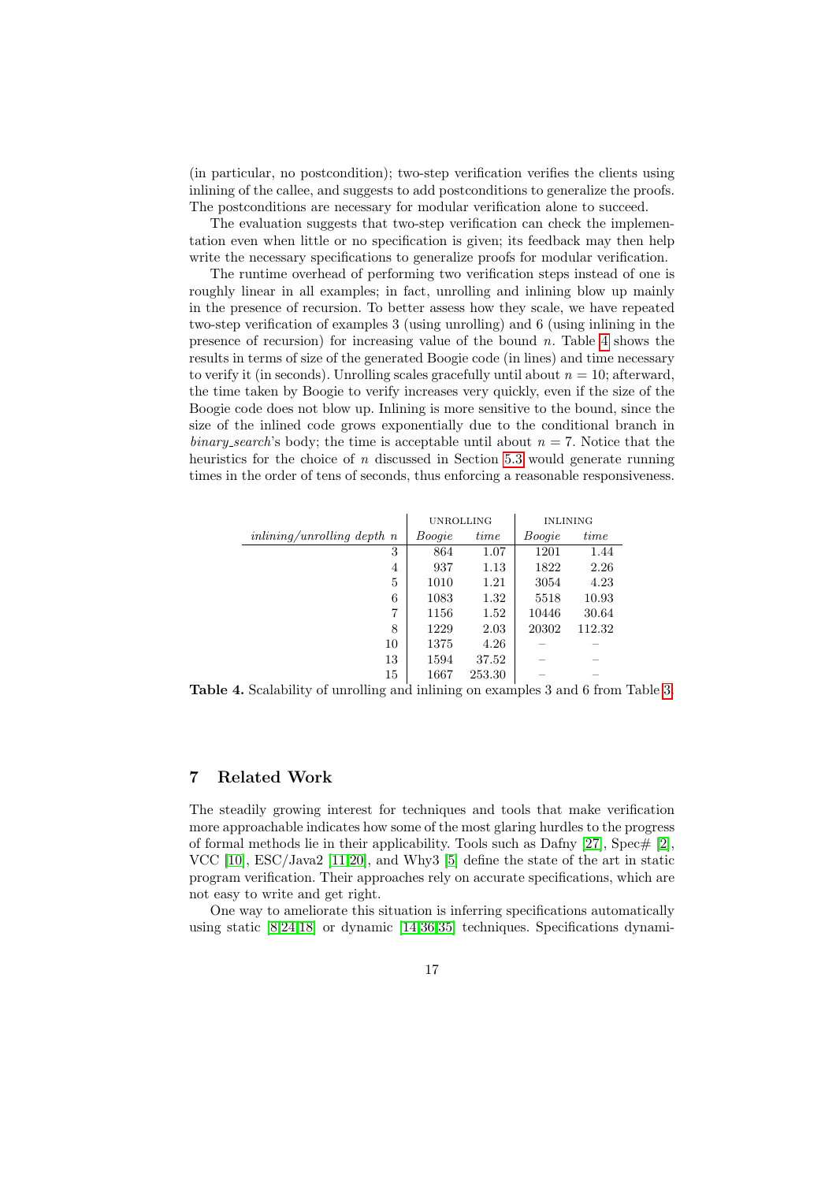(in particular, no postcondition); two-step verification verifies the clients using inlining of the callee, and suggests to add postconditions to generalize the proofs. The postconditions are necessary for modular verification alone to succeed.

The evaluation suggests that two-step verification can check the implementation even when little or no specification is given; its feedback may then help write the necessary specifications to generalize proofs for modular verification.

The runtime overhead of performing two verification steps instead of one is roughly linear in all examples; in fact, unrolling and inlining blow up mainly in the presence of recursion. To better assess how they scale, we have repeated two-step verification of examples 3 (using unrolling) and 6 (using inlining in the presence of recursion) for increasing value of the bound $n$. Table 4 shows the results in terms of size of the generated Boogie code (in lines) and time necessary to verify it (in seconds). Unrolling scales gracefully until about $n = 10$; afterward, the time taken by Boogie to verify increases very quickly, even if the size of the Boogie code does not blow up. Inlining is more sensitive to the bound, since the size of the inlined code grows exponentially due to the conditional branch in *binary_search*'s body; the time is acceptable until about $n = 7$. Notice that the heuristics for the choice of $n$ discussed in Section 5.3 would generate running times in the order of tens of seconds, thus enforcing a reasonable responsiveness.

| | UNROLLING | | INLINING | |
|---|---|---|---|---|
| *inlining/unrolling depth n* | *Boogie* | *time* | *Boogie* | *time* |
| 3 | 864 | 1.07 | 1201 | 1.44 |
| 4 | 937 | 1.13 | 1822 | 2.26 |
| 5 | 1010 | 1.21 | 3054 | 4.23 |
| 6 | 1083 | 1.32 | 5518 | 10.93 |
| 7 | 1156 | 1.52 | 10446 | 30.64 |
| 8 | 1229 | 2.03 | 20302 | 112.32 |
| 10 | 1375 | 4.26 | – | – |
| 13 | 1594 | 37.52 | – | – |
| 15 | 1667 | 253.30 | – | – |

**Table 4.** Scalability of unrolling and inlining on examples 3 and 6 from Table 3.

## 7 Related Work

The steadily growing interest for techniques and tools that make verification more approachable indicates how some of the most glaring hurdles to the progress of formal methods lie in their applicability. Tools such as Dafny [27], Spec# [2], VCC [10], ESC/Java2 [11,20], and Why3 [5] define the state of the art in static program verification. Their approaches rely on accurate specifications, which are not easy to write and get right.

One way to ameliorate this situation is inferring specifications automatically using static [8,24,18] or dynamic [14,36,35] techniques. Specifications dynami-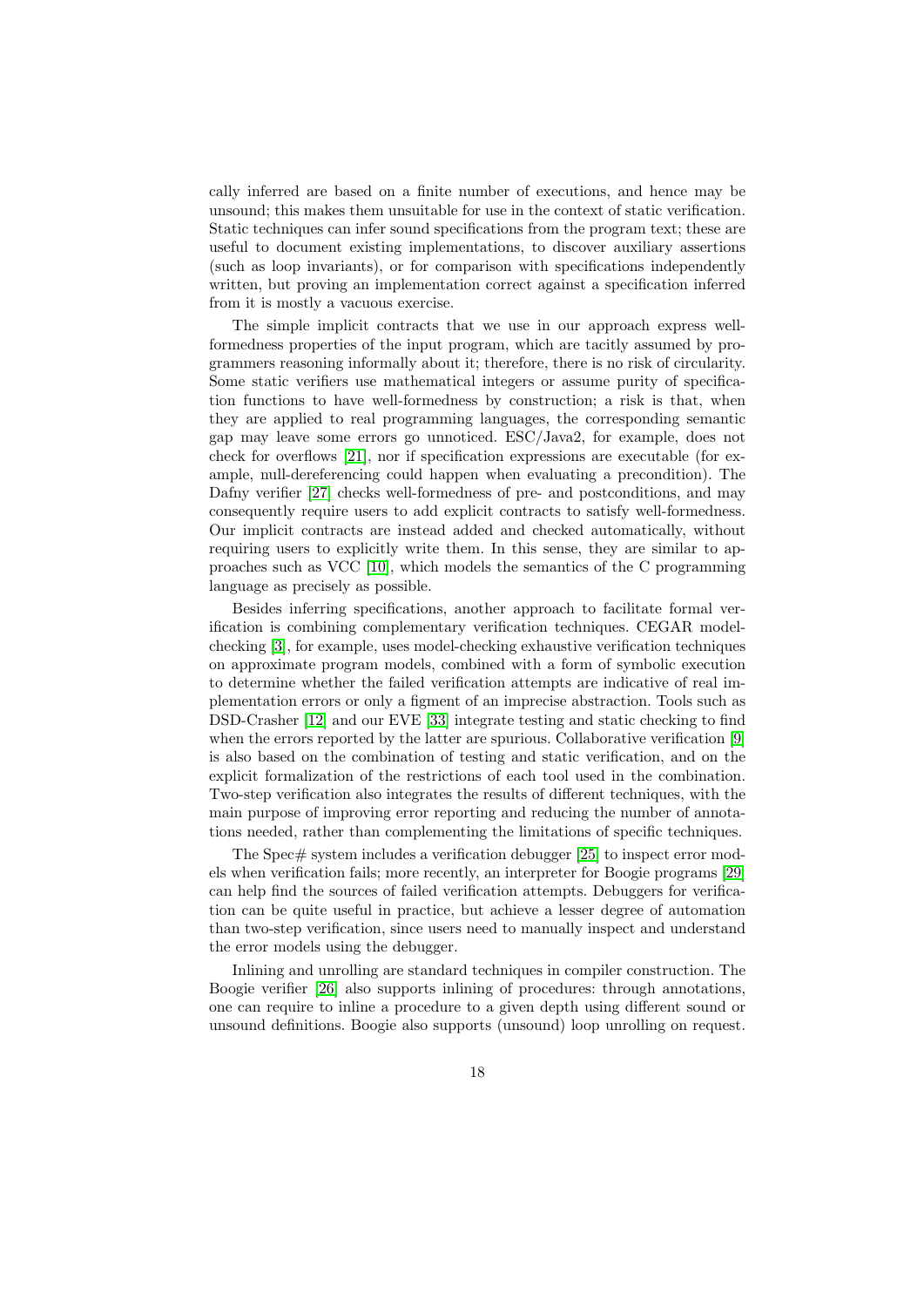cally inferred are based on a finite number of executions, and hence may be unsound; this makes them unsuitable for use in the context of static verification. Static techniques can infer sound specifications from the program text; these are useful to document existing implementations, to discover auxiliary assertions (such as loop invariants), or for comparison with specifications independently written, but proving an implementation correct against a specification inferred from it is mostly a vacuous exercise.

The simple implicit contracts that we use in our approach express well-formedness properties of the input program, which are tacitly assumed by programmers reasoning informally about it; therefore, there is no risk of circularity. Some static verifiers use mathematical integers or assume purity of specification functions to have well-formedness by construction; a risk is that, when they are applied to real programming languages, the corresponding semantic gap may leave some errors go unnoticed. ESC/Java2, for example, does not check for overflows [21], nor if specification expressions are executable (for example, null-dereferencing could happen when evaluating a precondition). The Dafny verifier [27] checks well-formedness of pre- and postconditions, and may consequently require users to add explicit contracts to satisfy well-formedness. Our implicit contracts are instead added and checked automatically, without requiring users to explicitly write them. In this sense, they are similar to approaches such as VCC [10], which models the semantics of the C programming language as precisely as possible.

Besides inferring specifications, another approach to facilitate formal verification is combining complementary verification techniques. CEGAR model-checking [3], for example, uses model-checking exhaustive verification techniques on approximate program models, combined with a form of symbolic execution to determine whether the failed verification attempts are indicative of real implementation errors or only a figment of an imprecise abstraction. Tools such as DSD-Crasher [12] and our EVE [33] integrate testing and static checking to find when the errors reported by the latter are spurious. Collaborative verification [9] is also based on the combination of testing and static verification, and on the explicit formalization of the restrictions of each tool used in the combination. Two-step verification also integrates the results of different techniques, with the main purpose of improving error reporting and reducing the number of annotations needed, rather than complementing the limitations of specific techniques.

The Spec# system includes a verification debugger [25] to inspect error models when verification fails; more recently, an interpreter for Boogie programs [29] can help find the sources of failed verification attempts. Debuggers for verification can be quite useful in practice, but achieve a lesser degree of automation than two-step verification, since users need to manually inspect and understand the error models using the debugger.

Inlining and unrolling are standard techniques in compiler construction. The Boogie verifier [26] also supports inlining of procedures: through annotations, one can require to inline a procedure to a given depth using different sound or unsound definitions. Boogie also supports (unsound) loop unrolling on request.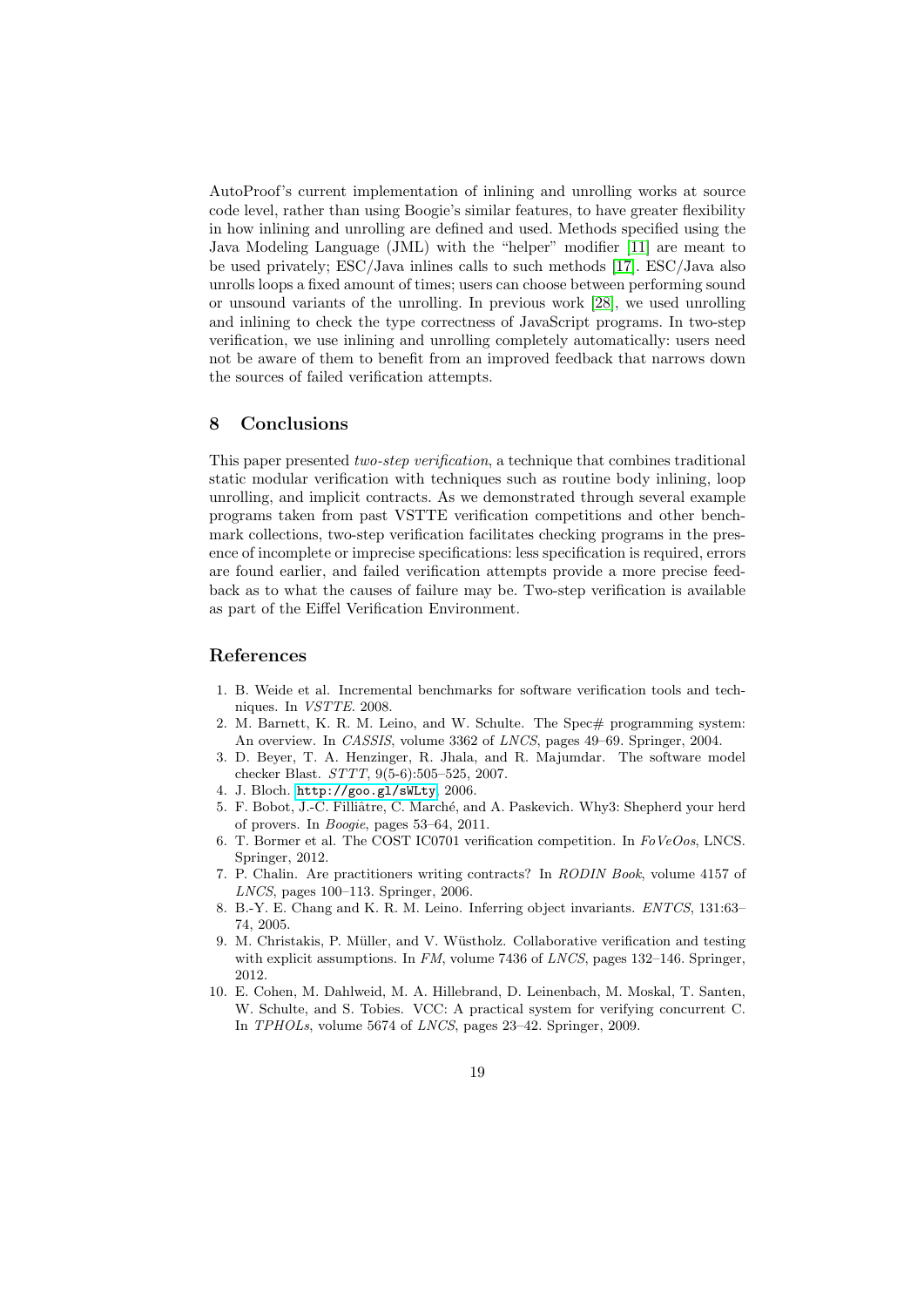AutoProof's current implementation of inlining and unrolling works at source code level, rather than using Boogie's similar features, to have greater flexibility in how inlining and unrolling are defined and used. Methods specified using the Java Modeling Language (JML) with the "helper" modifier [11] are meant to be used privately; ESC/Java inlines calls to such methods [17]. ESC/Java also unrolls loops a fixed amount of times; users can choose between performing sound or unsound variants of the unrolling. In previous work [28], we used unrolling and inlining to check the type correctness of JavaScript programs. In two-step verification, we use inlining and unrolling completely automatically: users need not be aware of them to benefit from an improved feedback that narrows down the sources of failed verification attempts.

## 8 Conclusions

This paper presented *two-step verification*, a technique that combines traditional static modular verification with techniques such as routine body inlining, loop unrolling, and implicit contracts. As we demonstrated through several example programs taken from past VSTTE verification competitions and other benchmark collections, two-step verification facilitates checking programs in the presence of incomplete or imprecise specifications: less specification is required, errors are found earlier, and failed verification attempts provide a more precise feedback as to what the causes of failure may be. Two-step verification is available as part of the Eiffel Verification Environment.

## References

1. B. Weide et al. Incremental benchmarks for software verification tools and techniques. In *VSTTE*. 2008.
2. M. Barnett, K. R. M. Leino, and W. Schulte. The Spec# programming system: An overview. In *CASSIS*, volume 3362 of *LNCS*, pages 49–69. Springer, 2004.
3. D. Beyer, T. A. Henzinger, R. Jhala, and R. Majumdar. The software model checker Blast. *STTT*, 9(5-6):505–525, 2007.
4. J. Bloch. `http://goo.gl/sWLty`, 2006.
5. F. Bobot, J.-C. Filliâtre, C. Marché, and A. Paskevich. Why3: Shepherd your herd of provers. In *Boogie*, pages 53–64, 2011.
6. T. Bormer et al. The COST IC0701 verification competition. In *FoVeOos*, LNCS. Springer, 2012.
7. P. Chalin. Are practitioners writing contracts? In *RODIN Book*, volume 4157 of *LNCS*, pages 100–113. Springer, 2006.
8. B.-Y. E. Chang and K. R. M. Leino. Inferring object invariants. *ENTCS*, 131:63–74, 2005.
9. M. Christakis, P. Müller, and V. Wüstholz. Collaborative verification and testing with explicit assumptions. In *FM*, volume 7436 of *LNCS*, pages 132–146. Springer, 2012.
10. E. Cohen, M. Dahlweid, M. A. Hillebrand, D. Leinenbach, M. Moskal, T. Santen, W. Schulte, and S. Tobies. VCC: A practical system for verifying concurrent C. In *TPHOLs*, volume 5674 of *LNCS*, pages 23–42. Springer, 2009.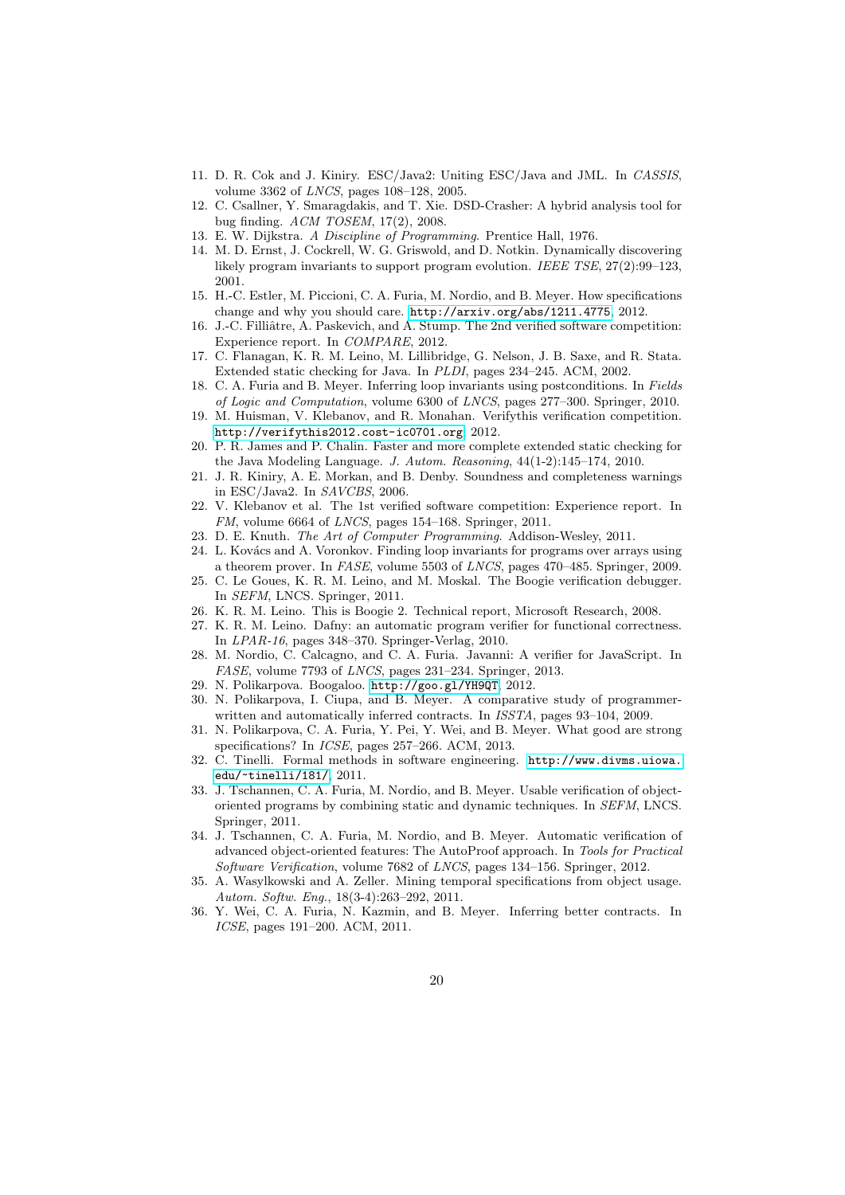11. D. R. Cok and J. Kiniry. ESC/Java2: Uniting ESC/Java and JML. In *CASSIS*, volume 3362 of *LNCS*, pages 108–128, 2005.
12. C. Csallner, Y. Smaragdakis, and T. Xie. DSD-Crasher: A hybrid analysis tool for bug finding. *ACM TOSEM*, 17(2), 2008.
13. E. W. Dijkstra. *A Discipline of Programming*. Prentice Hall, 1976.
14. M. D. Ernst, J. Cockrell, W. G. Griswold, and D. Notkin. Dynamically discovering likely program invariants to support program evolution. *IEEE TSE*, 27(2):99–123, 2001.
15. H.-C. Estler, M. Piccioni, C. A. Furia, M. Nordio, and B. Meyer. How specifications change and why you should care. `http://arxiv.org/abs/1211.4775`, 2012.
16. J.-C. Filliâtre, A. Paskevich, and A. Stump. The 2nd verified software competition: Experience report. In *COMPARE*, 2012.
17. C. Flanagan, K. R. M. Leino, M. Lillibridge, G. Nelson, J. B. Saxe, and R. Stata. Extended static checking for Java. In *PLDI*, pages 234–245. ACM, 2002.
18. C. A. Furia and B. Meyer. Inferring loop invariants using postconditions. In *Fields of Logic and Computation*, volume 6300 of *LNCS*, pages 277–300. Springer, 2010.
19. M. Huisman, V. Klebanov, and R. Monahan. Verifythis verification competition. `http://verifythis2012.cost-ic0701.org`, 2012.
20. P. R. James and P. Chalin. Faster and more complete extended static checking for the Java Modeling Language. *J. Autom. Reasoning*, 44(1-2):145–174, 2010.
21. J. R. Kiniry, A. E. Morkan, and B. Denby. Soundness and completeness warnings in ESC/Java2. In *SAVCBS*, 2006.
22. V. Klebanov et al. The 1st verified software competition: Experience report. In *FM*, volume 6664 of *LNCS*, pages 154–168. Springer, 2011.
23. D. E. Knuth. *The Art of Computer Programming*. Addison-Wesley, 2011.
24. L. Kovács and A. Voronkov. Finding loop invariants for programs over arrays using a theorem prover. In *FASE*, volume 5503 of *LNCS*, pages 470–485. Springer, 2009.
25. C. Le Goues, K. R. M. Leino, and M. Moskal. The Boogie verification debugger. In *SEFM*, LNCS. Springer, 2011.
26. K. R. M. Leino. This is Boogie 2. Technical report, Microsoft Research, 2008.
27. K. R. M. Leino. Dafny: an automatic program verifier for functional correctness. In *LPAR-16*, pages 348–370. Springer-Verlag, 2010.
28. M. Nordio, C. Calcagno, and C. A. Furia. Javanni: A verifier for JavaScript. In *FASE*, volume 7793 of *LNCS*, pages 231–234. Springer, 2013.
29. N. Polikarpova. Boogaloo. `http://goo.gl/YH9QT`, 2012.
30. N. Polikarpova, I. Ciupa, and B. Meyer. A comparative study of programmer-written and automatically inferred contracts. In *ISSTA*, pages 93–104, 2009.
31. N. Polikarpova, C. A. Furia, Y. Pei, Y. Wei, and B. Meyer. What good are strong specifications? In *ICSE*, pages 257–266. ACM, 2013.
32. C. Tinelli. Formal methods in software engineering. `http://www.divms.uiowa.edu/~tinelli/181/`, 2011.
33. J. Tschannen, C. A. Furia, M. Nordio, and B. Meyer. Usable verification of object-oriented programs by combining static and dynamic techniques. In *SEFM*, LNCS. Springer, 2011.
34. J. Tschannen, C. A. Furia, M. Nordio, and B. Meyer. Automatic verification of advanced object-oriented features: The AutoProof approach. In *Tools for Practical Software Verification*, volume 7682 of *LNCS*, pages 134–156. Springer, 2012.
35. A. Wasylkowski and A. Zeller. Mining temporal specifications from object usage. *Autom. Softw. Eng.*, 18(3-4):263–292, 2011.
36. Y. Wei, C. A. Furia, N. Kazmin, and B. Meyer. Inferring better contracts. In *ICSE*, pages 191–200. ACM, 2011.